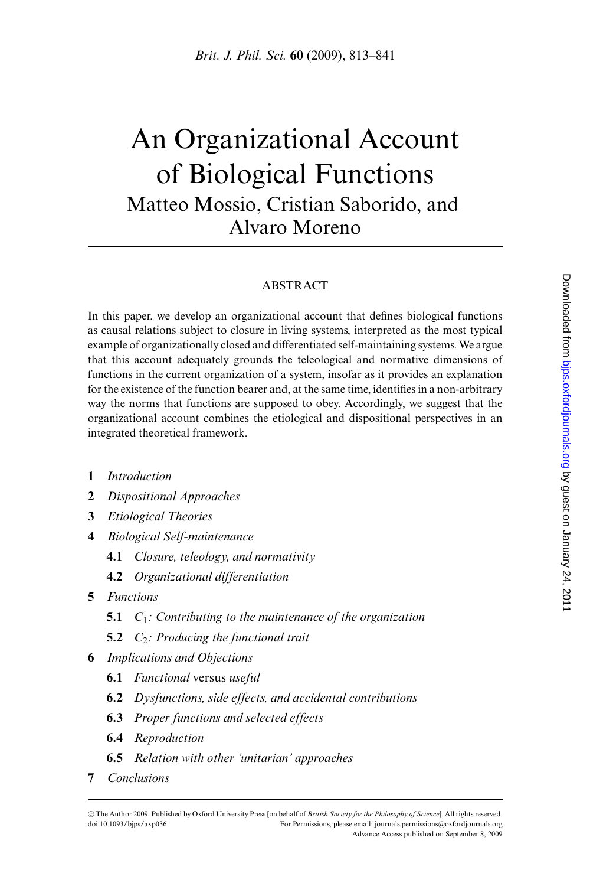# An Organizational Account of Biological Functions

## Matteo Mossio, Cristian Saborido, and Alvaro Moreno

### ABSTRACT

In this paper, we develop an organizational account that defines biological functions as causal relations subject to closure in living systems, interpreted as the most typical example of organizationally closed and differentiated self-maintaining systems. We argue that this account adequately grounds the teleological and normative dimensions of functions in the current organization of a system, insofar as it provides an explanation for the existence of the function bearer and, at the same time, identifies in a non-arbitrary way the norms that functions are supposed to obey. Accordingly, we suggest that the organizational account combines the etiological and dispositional perspectives in an integrated theoretical framework.

**1** *Introduction*

**2** *Dispositional Approaches*

**3** *Etiological Theories*

**4** *Biological Self-maintenance*

  **4.1** *Closure, teleology, and normativity*

  **4.2** *Organizational differentiation*

**5** *Functions*

  **5.1** $C_1$*: Contributing to the maintenance of the organization*

  **5.2** $C_2$*: Producing the functional trait*

**6** *Implications and Objections*

  **6.1** *Functional* versus *useful*

  **6.2** *Dysfunctions, side effects, and accidental contributions*

  **6.3** *Proper functions and selected effects*

  **6.4** *Reproduction*

  **6.5** *Relation with other 'unitarian' approaches*

**7** *Conclusions*

© The Author 2009. Published by Oxford University Press [on behalf of *British Society for the Philosophy of Science*]. All rights reserved.
doi:10.1093/bjps/axp036 For Permissions, please email: journals.permissions@oxfordjournals.org
Advance Access published on September 8, 2009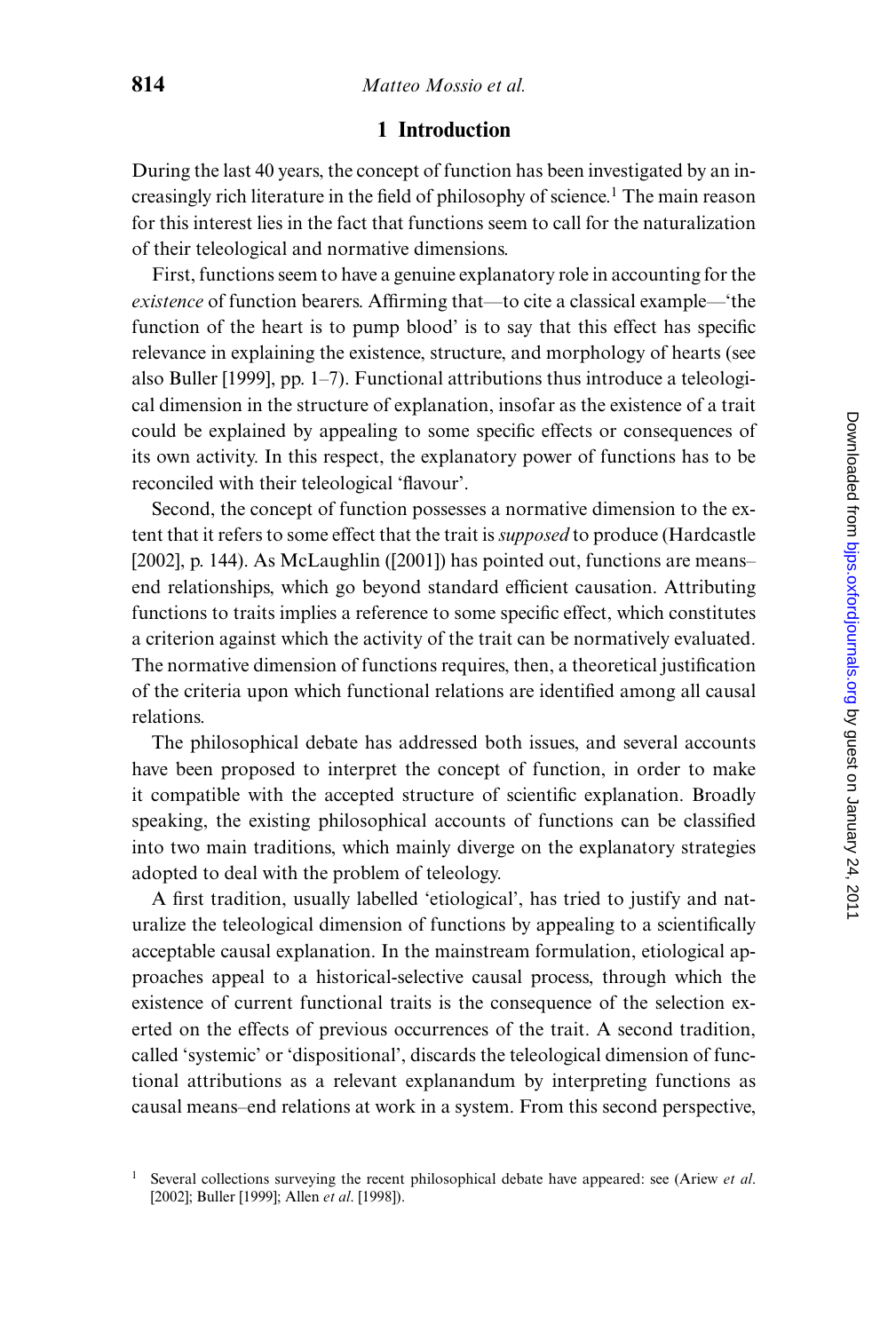## 1 Introduction

During the last 40 years, the concept of function has been investigated by an increasingly rich literature in the field of philosophy of science.[1] The main reason for this interest lies in the fact that functions seem to call for the naturalization of their teleological and normative dimensions.

First, functions seem to have a genuine explanatory role in accounting for the *existence* of function bearers. Affirming that—to cite a classical example—'the function of the heart is to pump blood' is to say that this effect has specific relevance in explaining the existence, structure, and morphology of hearts (see also Buller [1999], pp. 1–7). Functional attributions thus introduce a teleological dimension in the structure of explanation, insofar as the existence of a trait could be explained by appealing to some specific effects or consequences of its own activity. In this respect, the explanatory power of functions has to be reconciled with their teleological 'flavour'.

Second, the concept of function possesses a normative dimension to the extent that it refers to some effect that the trait is *supposed* to produce (Hardcastle [2002], p. 144). As McLaughlin ([2001]) has pointed out, functions are means–end relationships, which go beyond standard efficient causation. Attributing functions to traits implies a reference to some specific effect, which constitutes a criterion against which the activity of the trait can be normatively evaluated. The normative dimension of functions requires, then, a theoretical justification of the criteria upon which functional relations are identified among all causal relations.

The philosophical debate has addressed both issues, and several accounts have been proposed to interpret the concept of function, in order to make it compatible with the accepted structure of scientific explanation. Broadly speaking, the existing philosophical accounts of functions can be classified into two main traditions, which mainly diverge on the explanatory strategies adopted to deal with the problem of teleology.

A first tradition, usually labelled 'etiological', has tried to justify and naturalize the teleological dimension of functions by appealing to a scientifically acceptable causal explanation. In the mainstream formulation, etiological approaches appeal to a historical-selective causal process, through which the existence of current functional traits is the consequence of the selection exerted on the effects of previous occurrences of the trait. A second tradition, called 'systemic' or 'dispositional', discards the teleological dimension of functional attributions as a relevant explanandum by interpreting functions as causal means–end relations at work in a system. From this second perspective,

[1] Several collections surveying the recent philosophical debate have appeared: see (Ariew *et al.* [2002]; Buller [1999]; Allen *et al.* [1998]).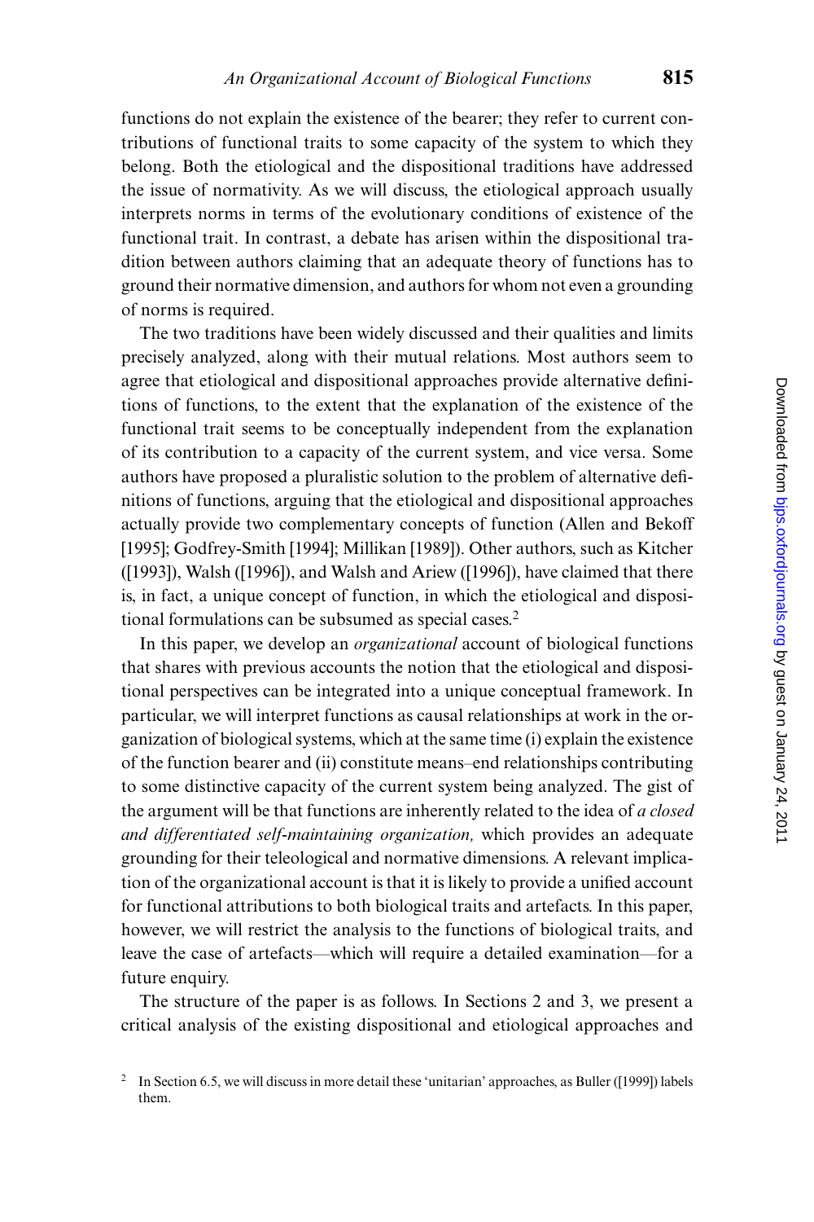functions do not explain the existence of the bearer; they refer to current contributions of functional traits to some capacity of the system to which they belong. Both the etiological and the dispositional traditions have addressed the issue of normativity. As we will discuss, the etiological approach usually interprets norms in terms of the evolutionary conditions of existence of the functional trait. In contrast, a debate has arisen within the dispositional tradition between authors claiming that an adequate theory of functions has to ground their normative dimension, and authors for whom not even a grounding of norms is required.

The two traditions have been widely discussed and their qualities and limits precisely analyzed, along with their mutual relations. Most authors seem to agree that etiological and dispositional approaches provide alternative definitions of functions, to the extent that the explanation of the existence of the functional trait seems to be conceptually independent from the explanation of its contribution to a capacity of the current system, and vice versa. Some authors have proposed a pluralistic solution to the problem of alternative definitions of functions, arguing that the etiological and dispositional approaches actually provide two complementary concepts of function (Allen and Bekoff [1995]; Godfrey-Smith [1994]; Millikan [1989]). Other authors, such as Kitcher ([1993]), Walsh ([1996]), and Walsh and Ariew ([1996]), have claimed that there is, in fact, a unique concept of function, in which the etiological and dispositional formulations can be subsumed as special cases.[2]

In this paper, we develop an *organizational* account of biological functions that shares with previous accounts the notion that the etiological and dispositional perspectives can be integrated into a unique conceptual framework. In particular, we will interpret functions as causal relationships at work in the organization of biological systems, which at the same time (i) explain the existence of the function bearer and (ii) constitute means–end relationships contributing to some distinctive capacity of the current system being analyzed. The gist of the argument will be that functions are inherently related to the idea of *a closed and differentiated self-maintaining organization,* which provides an adequate grounding for their teleological and normative dimensions. A relevant implication of the organizational account is that it is likely to provide a unified account for functional attributions to both biological traits and artefacts. In this paper, however, we will restrict the analysis to the functions of biological traits, and leave the case of artefacts—which will require a detailed examination—for a future enquiry.

The structure of the paper is as follows. In Sections 2 and 3, we present a critical analysis of the existing dispositional and etiological approaches and

[2] In Section 6.5, we will discuss in more detail these 'unitarian' approaches, as Buller ([1999]) labels them.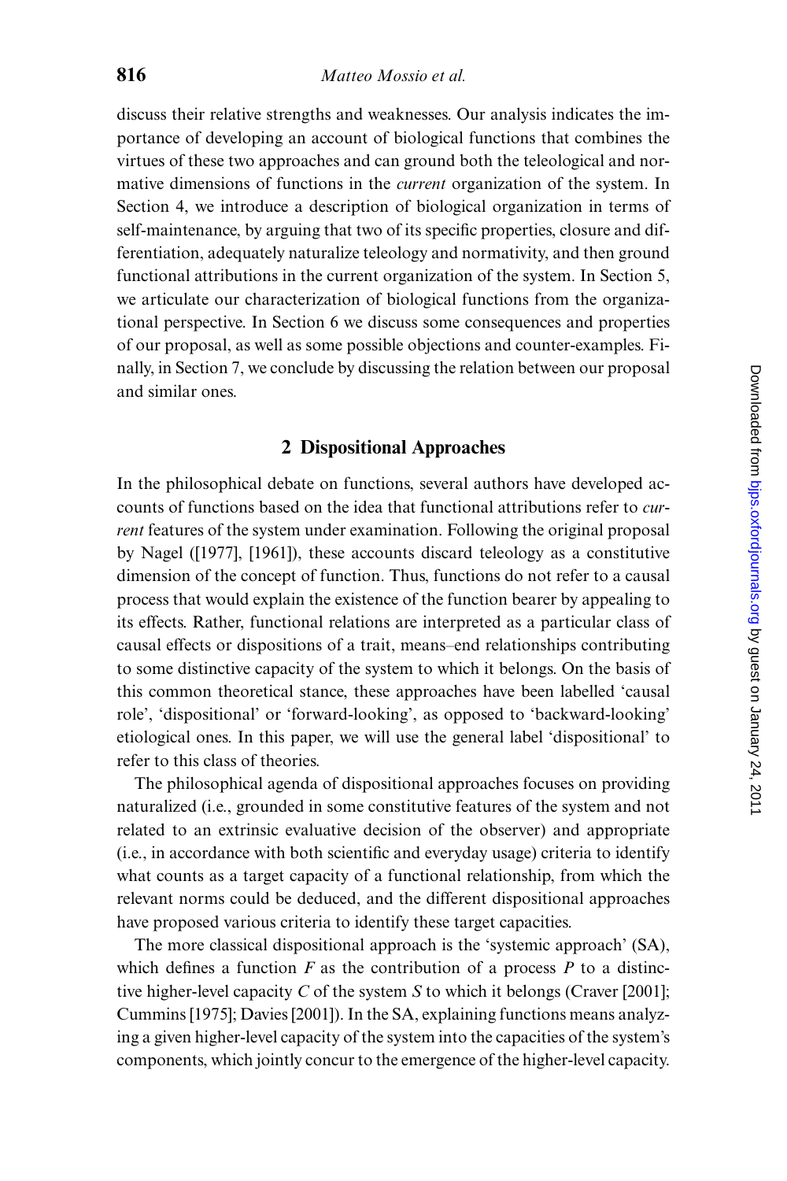discuss their relative strengths and weaknesses. Our analysis indicates the importance of developing an account of biological functions that combines the virtues of these two approaches and can ground both the teleological and normative dimensions of functions in the *current* organization of the system. In Section 4, we introduce a description of biological organization in terms of self-maintenance, by arguing that two of its specific properties, closure and differentiation, adequately naturalize teleology and normativity, and then ground functional attributions in the current organization of the system. In Section 5, we articulate our characterization of biological functions from the organizational perspective. In Section 6 we discuss some consequences and properties of our proposal, as well as some possible objections and counter-examples. Finally, in Section 7, we conclude by discussing the relation between our proposal and similar ones.

## 2 Dispositional Approaches

In the philosophical debate on functions, several authors have developed accounts of functions based on the idea that functional attributions refer to *current* features of the system under examination. Following the original proposal by Nagel ([1977], [1961]), these accounts discard teleology as a constitutive dimension of the concept of function. Thus, functions do not refer to a causal process that would explain the existence of the function bearer by appealing to its effects. Rather, functional relations are interpreted as a particular class of causal effects or dispositions of a trait, means–end relationships contributing to some distinctive capacity of the system to which it belongs. On the basis of this common theoretical stance, these approaches have been labelled 'causal role', 'dispositional' or 'forward-looking', as opposed to 'backward-looking' etiological ones. In this paper, we will use the general label 'dispositional' to refer to this class of theories.

The philosophical agenda of dispositional approaches focuses on providing naturalized (i.e., grounded in some constitutive features of the system and not related to an extrinsic evaluative decision of the observer) and appropriate (i.e., in accordance with both scientific and everyday usage) criteria to identify what counts as a target capacity of a functional relationship, from which the relevant norms could be deduced, and the different dispositional approaches have proposed various criteria to identify these target capacities.

The more classical dispositional approach is the 'systemic approach' (SA), which defines a function $F$ as the contribution of a process $P$ to a distinctive higher-level capacity $C$ of the system $S$ to which it belongs (Craver [2001]; Cummins [1975]; Davies [2001]). In the SA, explaining functions means analyzing a given higher-level capacity of the system into the capacities of the system's components, which jointly concur to the emergence of the higher-level capacity.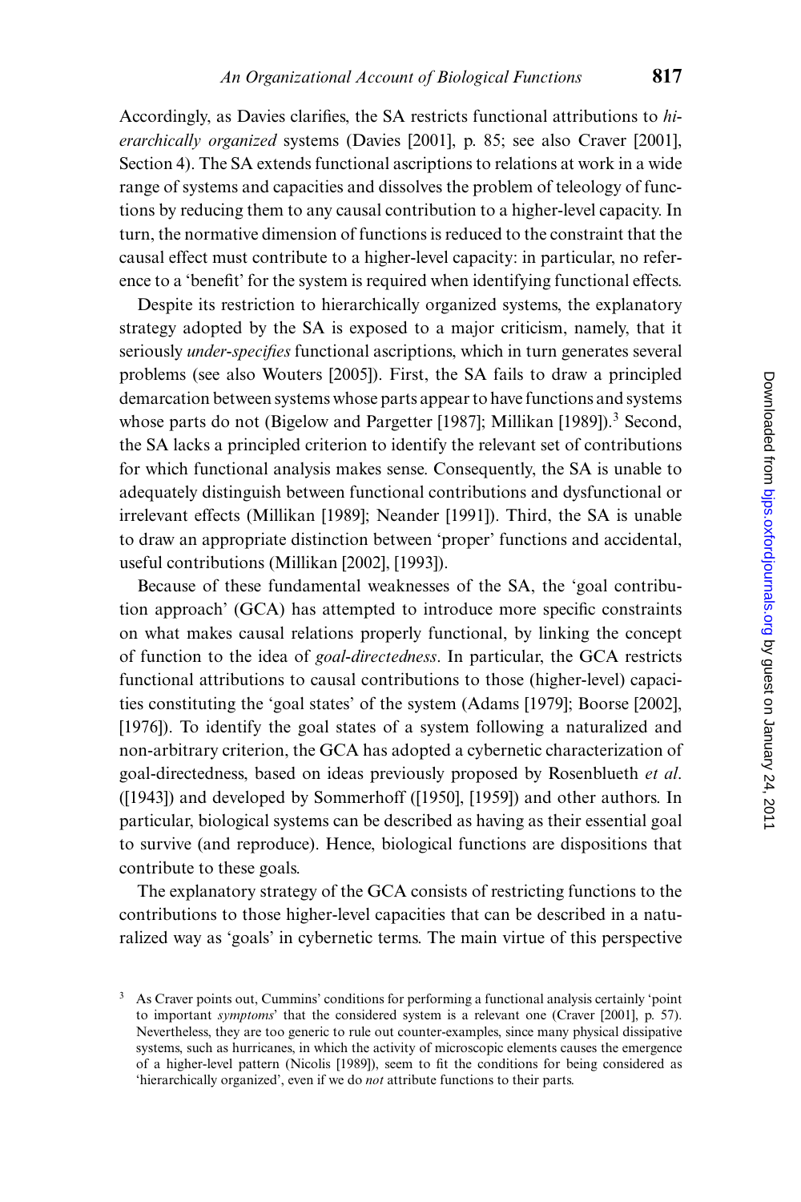Accordingly, as Davies clarifies, the SA restricts functional attributions to *hierarchically organized* systems (Davies [2001], p. 85; see also Craver [2001], Section 4). The SA extends functional ascriptions to relations at work in a wide range of systems and capacities and dissolves the problem of teleology of functions by reducing them to any causal contribution to a higher-level capacity. In turn, the normative dimension of functions is reduced to the constraint that the causal effect must contribute to a higher-level capacity: in particular, no reference to a 'benefit' for the system is required when identifying functional effects.

Despite its restriction to hierarchically organized systems, the explanatory strategy adopted by the SA is exposed to a major criticism, namely, that it seriously *under-specifies* functional ascriptions, which in turn generates several problems (see also Wouters [2005]). First, the SA fails to draw a principled demarcation between systems whose parts appear to have functions and systems whose parts do not (Bigelow and Pargetter [1987]; Millikan [1989]).[3] Second, the SA lacks a principled criterion to identify the relevant set of contributions for which functional analysis makes sense. Consequently, the SA is unable to adequately distinguish between functional contributions and dysfunctional or irrelevant effects (Millikan [1989]; Neander [1991]). Third, the SA is unable to draw an appropriate distinction between 'proper' functions and accidental, useful contributions (Millikan [2002], [1993]).

Because of these fundamental weaknesses of the SA, the 'goal contribution approach' (GCA) has attempted to introduce more specific constraints on what makes causal relations properly functional, by linking the concept of function to the idea of *goal-directedness*. In particular, the GCA restricts functional attributions to causal contributions to those (higher-level) capacities constituting the 'goal states' of the system (Adams [1979]; Boorse [2002], [1976]). To identify the goal states of a system following a naturalized and non-arbitrary criterion, the GCA has adopted a cybernetic characterization of goal-directedness, based on ideas previously proposed by Rosenblueth *et al*. ([1943]) and developed by Sommerhoff ([1950], [1959]) and other authors. In particular, biological systems can be described as having as their essential goal to survive (and reproduce). Hence, biological functions are dispositions that contribute to these goals.

The explanatory strategy of the GCA consists of restricting functions to the contributions to those higher-level capacities that can be described in a naturalized way as 'goals' in cybernetic terms. The main virtue of this perspective

[3] As Craver points out, Cummins' conditions for performing a functional analysis certainly 'point to important *symptoms*' that the considered system is a relevant one (Craver [2001], p. 57). Nevertheless, they are too generic to rule out counter-examples, since many physical dissipative systems, such as hurricanes, in which the activity of microscopic elements causes the emergence of a higher-level pattern (Nicolis [1989]), seem to fit the conditions for being considered as 'hierarchically organized', even if we do *not* attribute functions to their parts.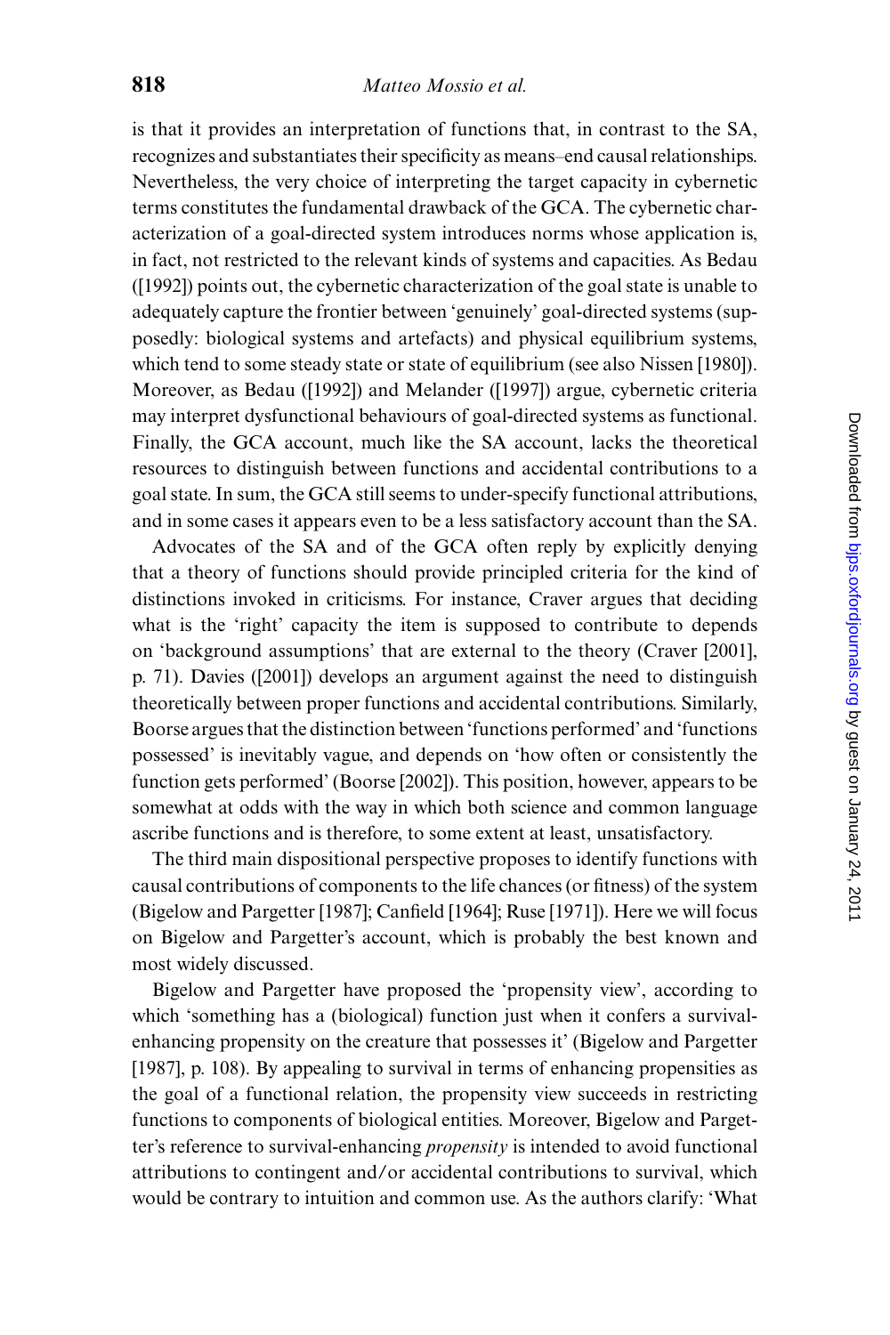is that it provides an interpretation of functions that, in contrast to the SA, recognizes and substantiates their specificity as means–end causal relationships. Nevertheless, the very choice of interpreting the target capacity in cybernetic terms constitutes the fundamental drawback of the GCA. The cybernetic characterization of a goal-directed system introduces norms whose application is, in fact, not restricted to the relevant kinds of systems and capacities. As Bedau ([1992]) points out, the cybernetic characterization of the goal state is unable to adequately capture the frontier between 'genuinely' goal-directed systems (supposedly: biological systems and artefacts) and physical equilibrium systems, which tend to some steady state or state of equilibrium (see also Nissen [1980]). Moreover, as Bedau ([1992]) and Melander ([1997]) argue, cybernetic criteria may interpret dysfunctional behaviours of goal-directed systems as functional. Finally, the GCA account, much like the SA account, lacks the theoretical resources to distinguish between functions and accidental contributions to a goal state. In sum, the GCA still seems to under-specify functional attributions, and in some cases it appears even to be a less satisfactory account than the SA.

Advocates of the SA and of the GCA often reply by explicitly denying that a theory of functions should provide principled criteria for the kind of distinctions invoked in criticisms. For instance, Craver argues that deciding what is the 'right' capacity the item is supposed to contribute to depends on 'background assumptions' that are external to the theory (Craver [2001], p. 71). Davies ([2001]) develops an argument against the need to distinguish theoretically between proper functions and accidental contributions. Similarly, Boorse argues that the distinction between 'functions performed' and 'functions possessed' is inevitably vague, and depends on 'how often or consistently the function gets performed' (Boorse [2002]). This position, however, appears to be somewhat at odds with the way in which both science and common language ascribe functions and is therefore, to some extent at least, unsatisfactory.

The third main dispositional perspective proposes to identify functions with causal contributions of components to the life chances (or fitness) of the system (Bigelow and Pargetter [1987]; Canfield [1964]; Ruse [1971]). Here we will focus on Bigelow and Pargetter's account, which is probably the best known and most widely discussed.

Bigelow and Pargetter have proposed the 'propensity view', according to which 'something has a (biological) function just when it confers a survival-enhancing propensity on the creature that possesses it' (Bigelow and Pargetter [1987], p. 108). By appealing to survival in terms of enhancing propensities as the goal of a functional relation, the propensity view succeeds in restricting functions to components of biological entities. Moreover, Bigelow and Pargetter's reference to survival-enhancing *propensity* is intended to avoid functional attributions to contingent and/or accidental contributions to survival, which would be contrary to intuition and common use. As the authors clarify: 'What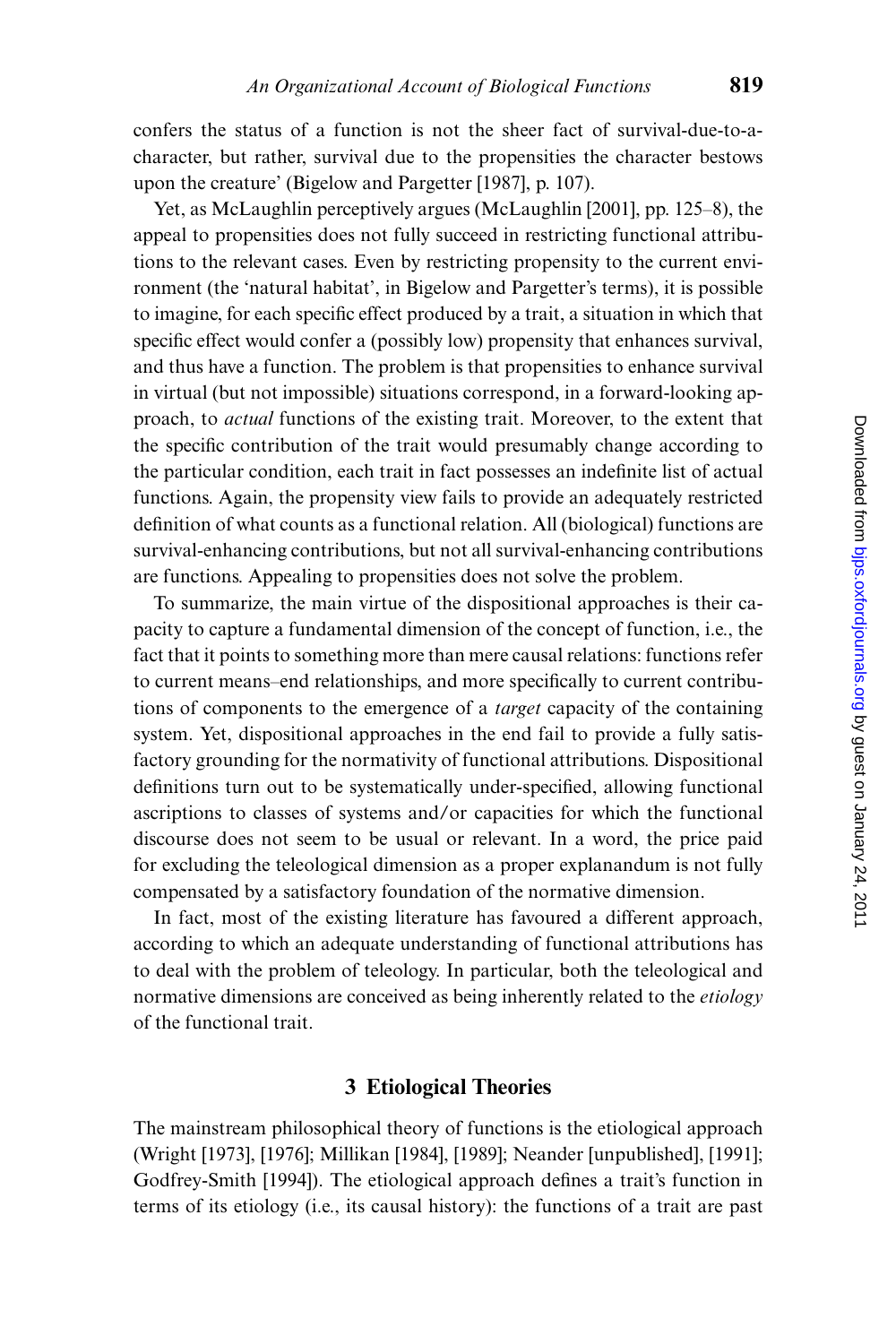confers the status of a function is not the sheer fact of survival-due-to-a-character, but rather, survival due to the propensities the character bestows upon the creature' (Bigelow and Pargetter [1987], p. 107).

Yet, as McLaughlin perceptively argues (McLaughlin [2001], pp. 125–8), the appeal to propensities does not fully succeed in restricting functional attributions to the relevant cases. Even by restricting propensity to the current environment (the 'natural habitat', in Bigelow and Pargetter's terms), it is possible to imagine, for each specific effect produced by a trait, a situation in which that specific effect would confer a (possibly low) propensity that enhances survival, and thus have a function. The problem is that propensities to enhance survival in virtual (but not impossible) situations correspond, in a forward-looking approach, to *actual* functions of the existing trait. Moreover, to the extent that the specific contribution of the trait would presumably change according to the particular condition, each trait in fact possesses an indefinite list of actual functions. Again, the propensity view fails to provide an adequately restricted definition of what counts as a functional relation. All (biological) functions are survival-enhancing contributions, but not all survival-enhancing contributions are functions. Appealing to propensities does not solve the problem.

To summarize, the main virtue of the dispositional approaches is their capacity to capture a fundamental dimension of the concept of function, i.e., the fact that it points to something more than mere causal relations: functions refer to current means–end relationships, and more specifically to current contributions of components to the emergence of a *target* capacity of the containing system. Yet, dispositional approaches in the end fail to provide a fully satisfactory grounding for the normativity of functional attributions. Dispositional definitions turn out to be systematically under-specified, allowing functional ascriptions to classes of systems and/or capacities for which the functional discourse does not seem to be usual or relevant. In a word, the price paid for excluding the teleological dimension as a proper explanandum is not fully compensated by a satisfactory foundation of the normative dimension.

In fact, most of the existing literature has favoured a different approach, according to which an adequate understanding of functional attributions has to deal with the problem of teleology. In particular, both the teleological and normative dimensions are conceived as being inherently related to the *etiology* of the functional trait.

## 3 Etiological Theories

The mainstream philosophical theory of functions is the etiological approach (Wright [1973], [1976]; Millikan [1984], [1989]; Neander [unpublished], [1991]; Godfrey-Smith [1994]). The etiological approach defines a trait's function in terms of its etiology (i.e., its causal history): the functions of a trait are past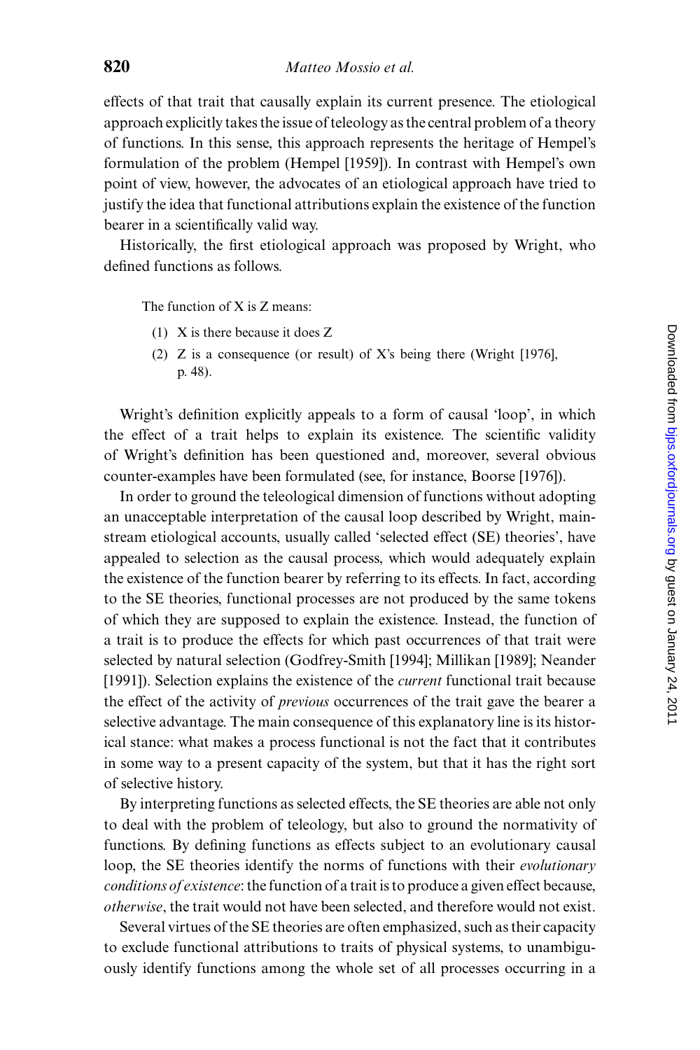effects of that trait that causally explain its current presence. The etiological approach explicitly takes the issue of teleology as the central problem of a theory of functions. In this sense, this approach represents the heritage of Hempel's formulation of the problem (Hempel [1959]). In contrast with Hempel's own point of view, however, the advocates of an etiological approach have tried to justify the idea that functional attributions explain the existence of the function bearer in a scientifically valid way.

Historically, the first etiological approach was proposed by Wright, who defined functions as follows.

> The function of X is Z means:
>
> (1) X is there because it does Z
>
> (2) Z is a consequence (or result) of X's being there (Wright [1976], p. 48).

Wright's definition explicitly appeals to a form of causal 'loop', in which the effect of a trait helps to explain its existence. The scientific validity of Wright's definition has been questioned and, moreover, several obvious counter-examples have been formulated (see, for instance, Boorse [1976]).

In order to ground the teleological dimension of functions without adopting an unacceptable interpretation of the causal loop described by Wright, mainstream etiological accounts, usually called 'selected effect (SE) theories', have appealed to selection as the causal process, which would adequately explain the existence of the function bearer by referring to its effects. In fact, according to the SE theories, functional processes are not produced by the same tokens of which they are supposed to explain the existence. Instead, the function of a trait is to produce the effects for which past occurrences of that trait were selected by natural selection (Godfrey-Smith [1994]; Millikan [1989]; Neander [1991]). Selection explains the existence of the *current* functional trait because the effect of the activity of *previous* occurrences of the trait gave the bearer a selective advantage. The main consequence of this explanatory line is its historical stance: what makes a process functional is not the fact that it contributes in some way to a present capacity of the system, but that it has the right sort of selective history.

By interpreting functions as selected effects, the SE theories are able not only to deal with the problem of teleology, but also to ground the normativity of functions. By defining functions as effects subject to an evolutionary causal loop, the SE theories identify the norms of functions with their *evolutionary conditions of existence*: the function of a trait is to produce a given effect because, *otherwise*, the trait would not have been selected, and therefore would not exist.

Several virtues of the SE theories are often emphasized, such as their capacity to exclude functional attributions to traits of physical systems, to unambiguously identify functions among the whole set of all processes occurring in a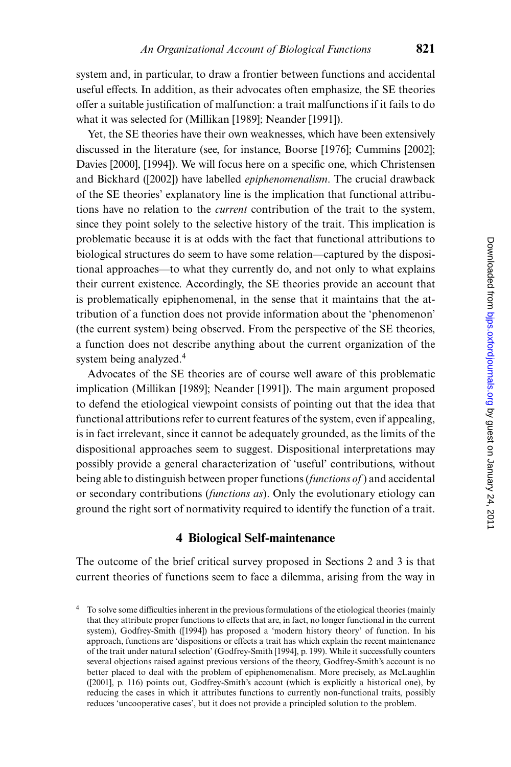system and, in particular, to draw a frontier between functions and accidental useful effects. In addition, as their advocates often emphasize, the SE theories offer a suitable justification of malfunction: a trait malfunctions if it fails to do what it was selected for (Millikan [1989]; Neander [1991]).

Yet, the SE theories have their own weaknesses, which have been extensively discussed in the literature (see, for instance, Boorse [1976]; Cummins [2002]; Davies [2000], [1994]). We will focus here on a specific one, which Christensen and Bickhard ([2002]) have labelled *epiphenomenalism*. The crucial drawback of the SE theories' explanatory line is the implication that functional attributions have no relation to the *current* contribution of the trait to the system, since they point solely to the selective history of the trait. This implication is problematic because it is at odds with the fact that functional attributions to biological structures do seem to have some relation—captured by the dispositional approaches—to what they currently do, and not only to what explains their current existence. Accordingly, the SE theories provide an account that is problematically epiphenomenal, in the sense that it maintains that the attribution of a function does not provide information about the 'phenomenon' (the current system) being observed. From the perspective of the SE theories, a function does not describe anything about the current organization of the system being analyzed.[4]

Advocates of the SE theories are of course well aware of this problematic implication (Millikan [1989]; Neander [1991]). The main argument proposed to defend the etiological viewpoint consists of pointing out that the idea that functional attributions refer to current features of the system, even if appealing, is in fact irrelevant, since it cannot be adequately grounded, as the limits of the dispositional approaches seem to suggest. Dispositional interpretations may possibly provide a general characterization of 'useful' contributions, without being able to distinguish between proper functions (*functions of*) and accidental or secondary contributions (*functions as*). Only the evolutionary etiology can ground the right sort of normativity required to identify the function of a trait.

## 4 Biological Self-maintenance

The outcome of the brief critical survey proposed in Sections 2 and 3 is that current theories of functions seem to face a dilemma, arising from the way in

[4] To solve some difficulties inherent in the previous formulations of the etiological theories (mainly that they attribute proper functions to effects that are, in fact, no longer functional in the current system), Godfrey-Smith ([1994]) has proposed a 'modern history theory' of function. In his approach, functions are 'dispositions or effects a trait has which explain the recent maintenance of the trait under natural selection' (Godfrey-Smith [1994], p. 199). While it successfully counters several objections raised against previous versions of the theory, Godfrey-Smith's account is no better placed to deal with the problem of epiphenomenalism. More precisely, as McLaughlin ([2001], p. 116) points out, Godfrey-Smith's account (which is explicitly a historical one), by reducing the cases in which it attributes functions to currently non-functional traits, possibly reduces 'uncooperative cases', but it does not provide a principled solution to the problem.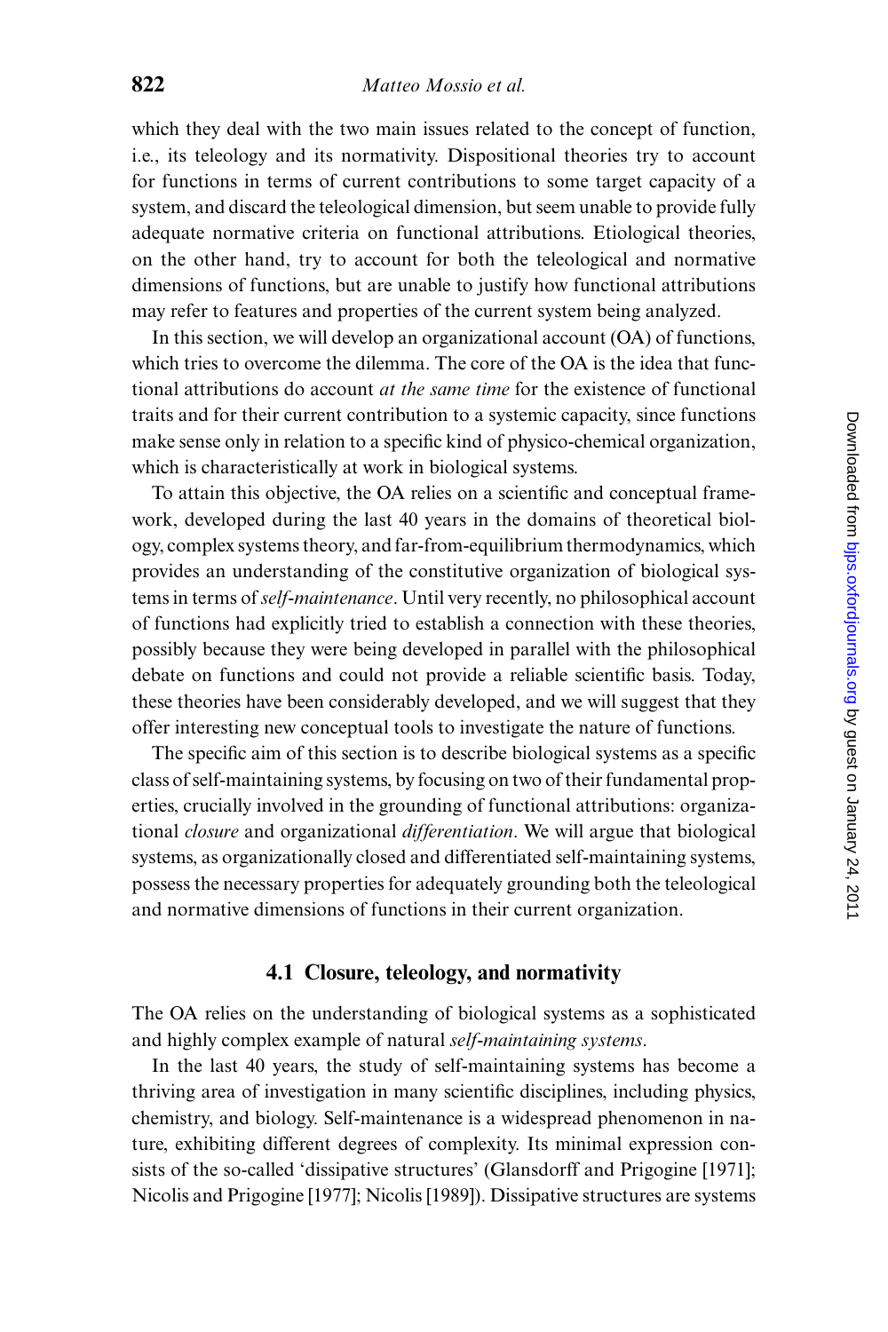which they deal with the two main issues related to the concept of function, i.e., its teleology and its normativity. Dispositional theories try to account for functions in terms of current contributions to some target capacity of a system, and discard the teleological dimension, but seem unable to provide fully adequate normative criteria on functional attributions. Etiological theories, on the other hand, try to account for both the teleological and normative dimensions of functions, but are unable to justify how functional attributions may refer to features and properties of the current system being analyzed.

In this section, we will develop an organizational account (OA) of functions, which tries to overcome the dilemma. The core of the OA is the idea that functional attributions do account *at the same time* for the existence of functional traits and for their current contribution to a systemic capacity, since functions make sense only in relation to a specific kind of physico-chemical organization, which is characteristically at work in biological systems.

To attain this objective, the OA relies on a scientific and conceptual framework, developed during the last 40 years in the domains of theoretical biology, complex systems theory, and far-from-equilibrium thermodynamics, which provides an understanding of the constitutive organization of biological systems in terms of *self-maintenance*. Until very recently, no philosophical account of functions had explicitly tried to establish a connection with these theories, possibly because they were being developed in parallel with the philosophical debate on functions and could not provide a reliable scientific basis. Today, these theories have been considerably developed, and we will suggest that they offer interesting new conceptual tools to investigate the nature of functions.

The specific aim of this section is to describe biological systems as a specific class of self-maintaining systems, by focusing on two of their fundamental properties, crucially involved in the grounding of functional attributions: organizational *closure* and organizational *differentiation*. We will argue that biological systems, as organizationally closed and differentiated self-maintaining systems, possess the necessary properties for adequately grounding both the teleological and normative dimensions of functions in their current organization.

### 4.1 Closure, teleology, and normativity

The OA relies on the understanding of biological systems as a sophisticated and highly complex example of natural *self-maintaining systems*.

In the last 40 years, the study of self-maintaining systems has become a thriving area of investigation in many scientific disciplines, including physics, chemistry, and biology. Self-maintenance is a widespread phenomenon in nature, exhibiting different degrees of complexity. Its minimal expression consists of the so-called 'dissipative structures' (Glansdorff and Prigogine [1971]; Nicolis and Prigogine [1977]; Nicolis [1989]). Dissipative structures are systems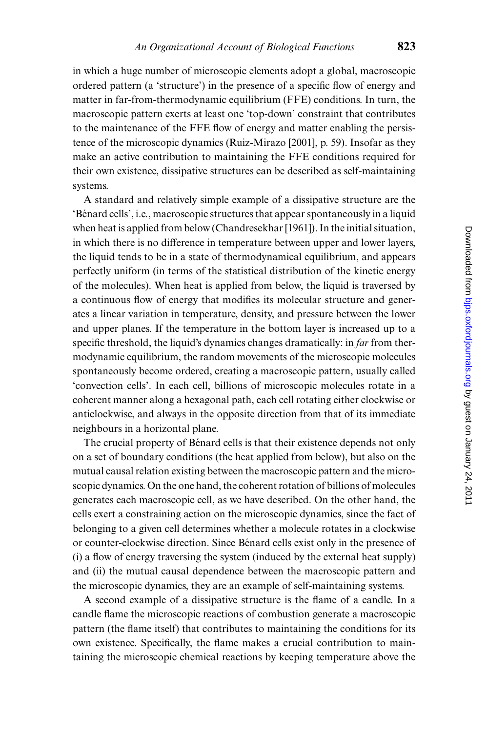in which a huge number of microscopic elements adopt a global, macroscopic ordered pattern (a 'structure') in the presence of a specific flow of energy and matter in far-from-thermodynamic equilibrium (FFE) conditions. In turn, the macroscopic pattern exerts at least one 'top-down' constraint that contributes to the maintenance of the FFE flow of energy and matter enabling the persistence of the microscopic dynamics (Ruiz-Mirazo [2001], p. 59). Insofar as they make an active contribution to maintaining the FFE conditions required for their own existence, dissipative structures can be described as self-maintaining systems.

A standard and relatively simple example of a dissipative structure are the 'Bénard cells', i.e., macroscopic structures that appear spontaneously in a liquid when heat is applied from below (Chandresekhar [1961]). In the initial situation, in which there is no difference in temperature between upper and lower layers, the liquid tends to be in a state of thermodynamical equilibrium, and appears perfectly uniform (in terms of the statistical distribution of the kinetic energy of the molecules). When heat is applied from below, the liquid is traversed by a continuous flow of energy that modifies its molecular structure and generates a linear variation in temperature, density, and pressure between the lower and upper planes. If the temperature in the bottom layer is increased up to a specific threshold, the liquid's dynamics changes dramatically: in *far* from thermodynamic equilibrium, the random movements of the microscopic molecules spontaneously become ordered, creating a macroscopic pattern, usually called 'convection cells'. In each cell, billions of microscopic molecules rotate in a coherent manner along a hexagonal path, each cell rotating either clockwise or anticlockwise, and always in the opposite direction from that of its immediate neighbours in a horizontal plane.

The crucial property of Bénard cells is that their existence depends not only on a set of boundary conditions (the heat applied from below), but also on the mutual causal relation existing between the macroscopic pattern and the microscopic dynamics. On the one hand, the coherent rotation of billions of molecules generates each macroscopic cell, as we have described. On the other hand, the cells exert a constraining action on the microscopic dynamics, since the fact of belonging to a given cell determines whether a molecule rotates in a clockwise or counter-clockwise direction. Since Bénard cells exist only in the presence of (i) a flow of energy traversing the system (induced by the external heat supply) and (ii) the mutual causal dependence between the macroscopic pattern and the microscopic dynamics, they are an example of self-maintaining systems.

A second example of a dissipative structure is the flame of a candle. In a candle flame the microscopic reactions of combustion generate a macroscopic pattern (the flame itself) that contributes to maintaining the conditions for its own existence. Specifically, the flame makes a crucial contribution to maintaining the microscopic chemical reactions by keeping temperature above the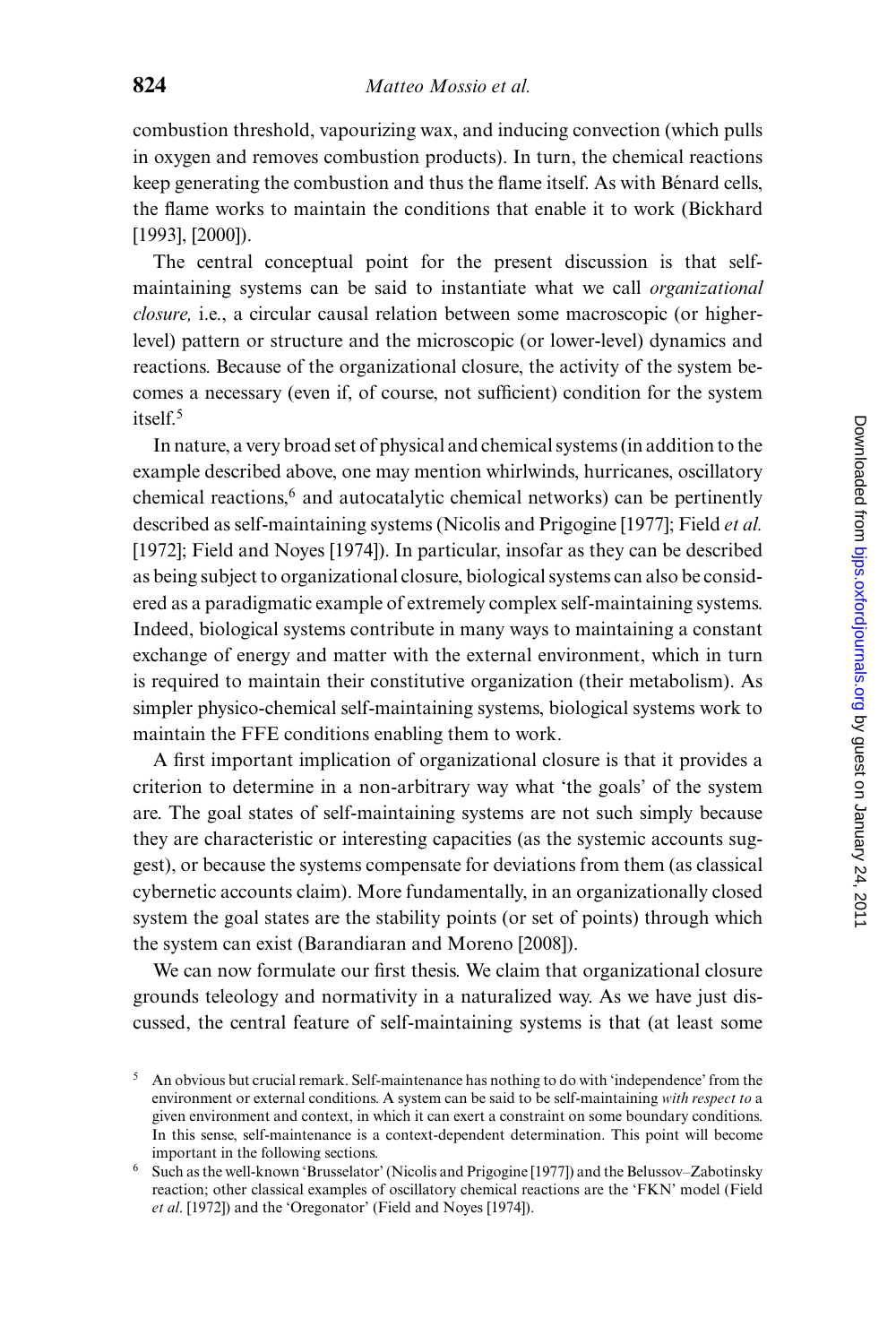combustion threshold, vapourizing wax, and inducing convection (which pulls in oxygen and removes combustion products). In turn, the chemical reactions keep generating the combustion and thus the flame itself. As with Bénard cells, the flame works to maintain the conditions that enable it to work (Bickhard [1993], [2000]).

The central conceptual point for the present discussion is that self-maintaining systems can be said to instantiate what we call *organizational closure,* i.e., a circular causal relation between some macroscopic (or higher-level) pattern or structure and the microscopic (or lower-level) dynamics and reactions. Because of the organizational closure, the activity of the system becomes a necessary (even if, of course, not sufficient) condition for the system itself.[5]

In nature, a very broad set of physical and chemical systems (in addition to the example described above, one may mention whirlwinds, hurricanes, oscillatory chemical reactions,[6] and autocatalytic chemical networks) can be pertinently described as self-maintaining systems (Nicolis and Prigogine [1977]; Field *et al.* [1972]; Field and Noyes [1974]). In particular, insofar as they can be described as being subject to organizational closure, biological systems can also be considered as a paradigmatic example of extremely complex self-maintaining systems. Indeed, biological systems contribute in many ways to maintaining a constant exchange of energy and matter with the external environment, which in turn is required to maintain their constitutive organization (their metabolism). As simpler physico-chemical self-maintaining systems, biological systems work to maintain the FFE conditions enabling them to work.

A first important implication of organizational closure is that it provides a criterion to determine in a non-arbitrary way what 'the goals' of the system are. The goal states of self-maintaining systems are not such simply because they are characteristic or interesting capacities (as the systemic accounts suggest), or because the systems compensate for deviations from them (as classical cybernetic accounts claim). More fundamentally, in an organizationally closed system the goal states are the stability points (or set of points) through which the system can exist (Barandiaran and Moreno [2008]).

We can now formulate our first thesis. We claim that organizational closure grounds teleology and normativity in a naturalized way. As we have just discussed, the central feature of self-maintaining systems is that (at least some

[5] An obvious but crucial remark. Self-maintenance has nothing to do with 'independence' from the environment or external conditions. A system can be said to be self-maintaining *with respect to* a given environment and context, in which it can exert a constraint on some boundary conditions. In this sense, self-maintenance is a context-dependent determination. This point will become important in the following sections.

[6] Such as the well-known 'Brusselator' (Nicolis and Prigogine [1977]) and the Belussov–Zabotinsky reaction; other classical examples of oscillatory chemical reactions are the 'FKN' model (Field *et al*. [1972]) and the 'Oregonator' (Field and Noyes [1974]).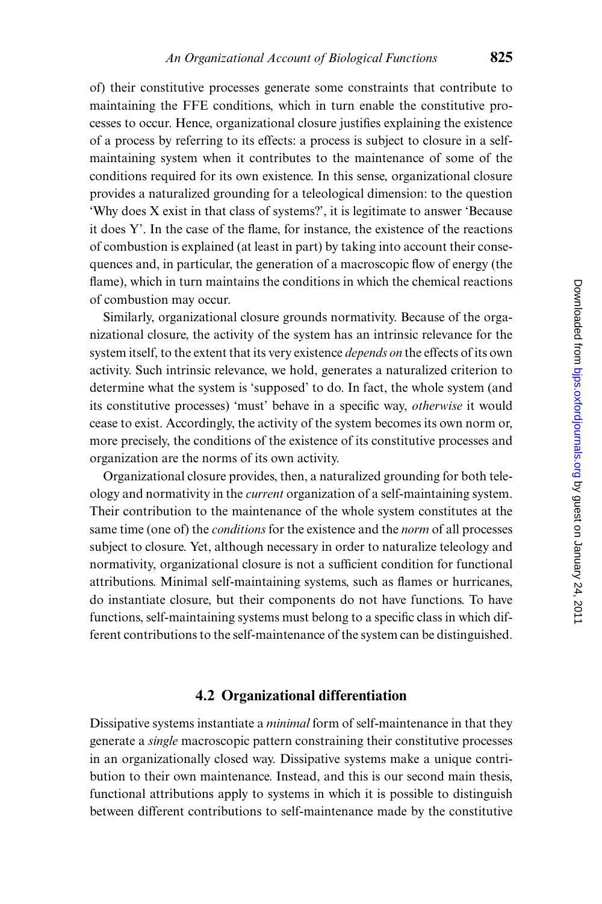of) their constitutive processes generate some constraints that contribute to maintaining the FFE conditions, which in turn enable the constitutive processes to occur. Hence, organizational closure justifies explaining the existence of a process by referring to its effects: a process is subject to closure in a self-maintaining system when it contributes to the maintenance of some of the conditions required for its own existence. In this sense, organizational closure provides a naturalized grounding for a teleological dimension: to the question 'Why does X exist in that class of systems?', it is legitimate to answer 'Because it does Y'. In the case of the flame, for instance, the existence of the reactions of combustion is explained (at least in part) by taking into account their consequences and, in particular, the generation of a macroscopic flow of energy (the flame), which in turn maintains the conditions in which the chemical reactions of combustion may occur.

Similarly, organizational closure grounds normativity. Because of the organizational closure, the activity of the system has an intrinsic relevance for the system itself, to the extent that its very existence *depends on* the effects of its own activity. Such intrinsic relevance, we hold, generates a naturalized criterion to determine what the system is 'supposed' to do. In fact, the whole system (and its constitutive processes) 'must' behave in a specific way, *otherwise* it would cease to exist. Accordingly, the activity of the system becomes its own norm or, more precisely, the conditions of the existence of its constitutive processes and organization are the norms of its own activity.

Organizational closure provides, then, a naturalized grounding for both teleology and normativity in the *current* organization of a self-maintaining system. Their contribution to the maintenance of the whole system constitutes at the same time (one of) the *conditions* for the existence and the *norm* of all processes subject to closure. Yet, although necessary in order to naturalize teleology and normativity, organizational closure is not a sufficient condition for functional attributions. Minimal self-maintaining systems, such as flames or hurricanes, do instantiate closure, but their components do not have functions. To have functions, self-maintaining systems must belong to a specific class in which different contributions to the self-maintenance of the system can be distinguished.

### 4.2 Organizational differentiation

Dissipative systems instantiate a *minimal* form of self-maintenance in that they generate a *single* macroscopic pattern constraining their constitutive processes in an organizationally closed way. Dissipative systems make a unique contribution to their own maintenance. Instead, and this is our second main thesis, functional attributions apply to systems in which it is possible to distinguish between different contributions to self-maintenance made by the constitutive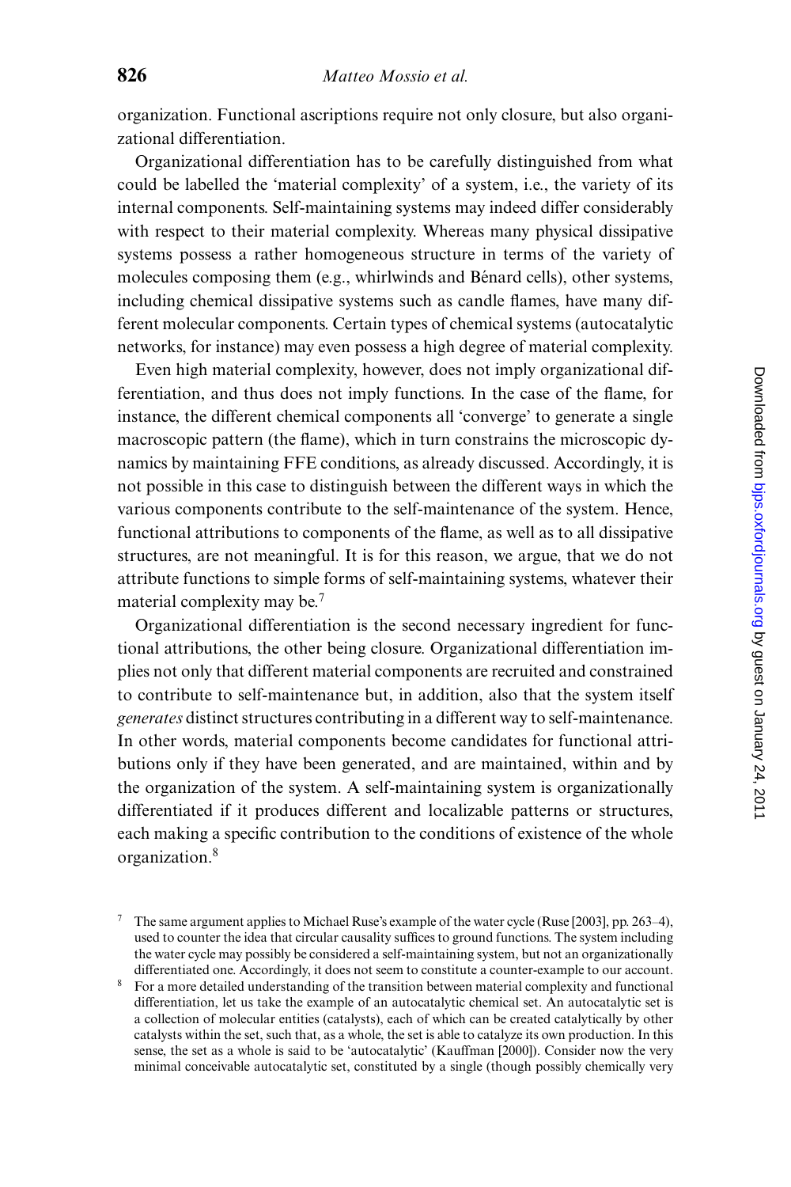organization. Functional ascriptions require not only closure, but also organizational differentiation.

Organizational differentiation has to be carefully distinguished from what could be labelled the 'material complexity' of a system, i.e., the variety of its internal components. Self-maintaining systems may indeed differ considerably with respect to their material complexity. Whereas many physical dissipative systems possess a rather homogeneous structure in terms of the variety of molecules composing them (e.g., whirlwinds and Bénard cells), other systems, including chemical dissipative systems such as candle flames, have many different molecular components. Certain types of chemical systems (autocatalytic networks, for instance) may even possess a high degree of material complexity.

Even high material complexity, however, does not imply organizational differentiation, and thus does not imply functions. In the case of the flame, for instance, the different chemical components all 'converge' to generate a single macroscopic pattern (the flame), which in turn constrains the microscopic dynamics by maintaining FFE conditions, as already discussed. Accordingly, it is not possible in this case to distinguish between the different ways in which the various components contribute to the self-maintenance of the system. Hence, functional attributions to components of the flame, as well as to all dissipative structures, are not meaningful. It is for this reason, we argue, that we do not attribute functions to simple forms of self-maintaining systems, whatever their material complexity may be.[7]

Organizational differentiation is the second necessary ingredient for functional attributions, the other being closure. Organizational differentiation implies not only that different material components are recruited and constrained to contribute to self-maintenance but, in addition, also that the system itself *generates* distinct structures contributing in a different way to self-maintenance. In other words, material components become candidates for functional attributions only if they have been generated, and are maintained, within and by the organization of the system. A self-maintaining system is organizationally differentiated if it produces different and localizable patterns or structures, each making a specific contribution to the conditions of existence of the whole organization.[8]

[7] The same argument applies to Michael Ruse's example of the water cycle (Ruse [2003], pp. 263–4), used to counter the idea that circular causality suffices to ground functions. The system including the water cycle may possibly be considered a self-maintaining system, but not an organizationally differentiated one. Accordingly, it does not seem to constitute a counter-example to our account.

[8] For a more detailed understanding of the transition between material complexity and functional differentiation, let us take the example of an autocatalytic chemical set. An autocatalytic set is a collection of molecular entities (catalysts), each of which can be created catalytically by other catalysts within the set, such that, as a whole, the set is able to catalyze its own production. In this sense, the set as a whole is said to be 'autocatalytic' (Kauffman [2000]). Consider now the very minimal conceivable autocatalytic set, constituted by a single (though possibly chemically very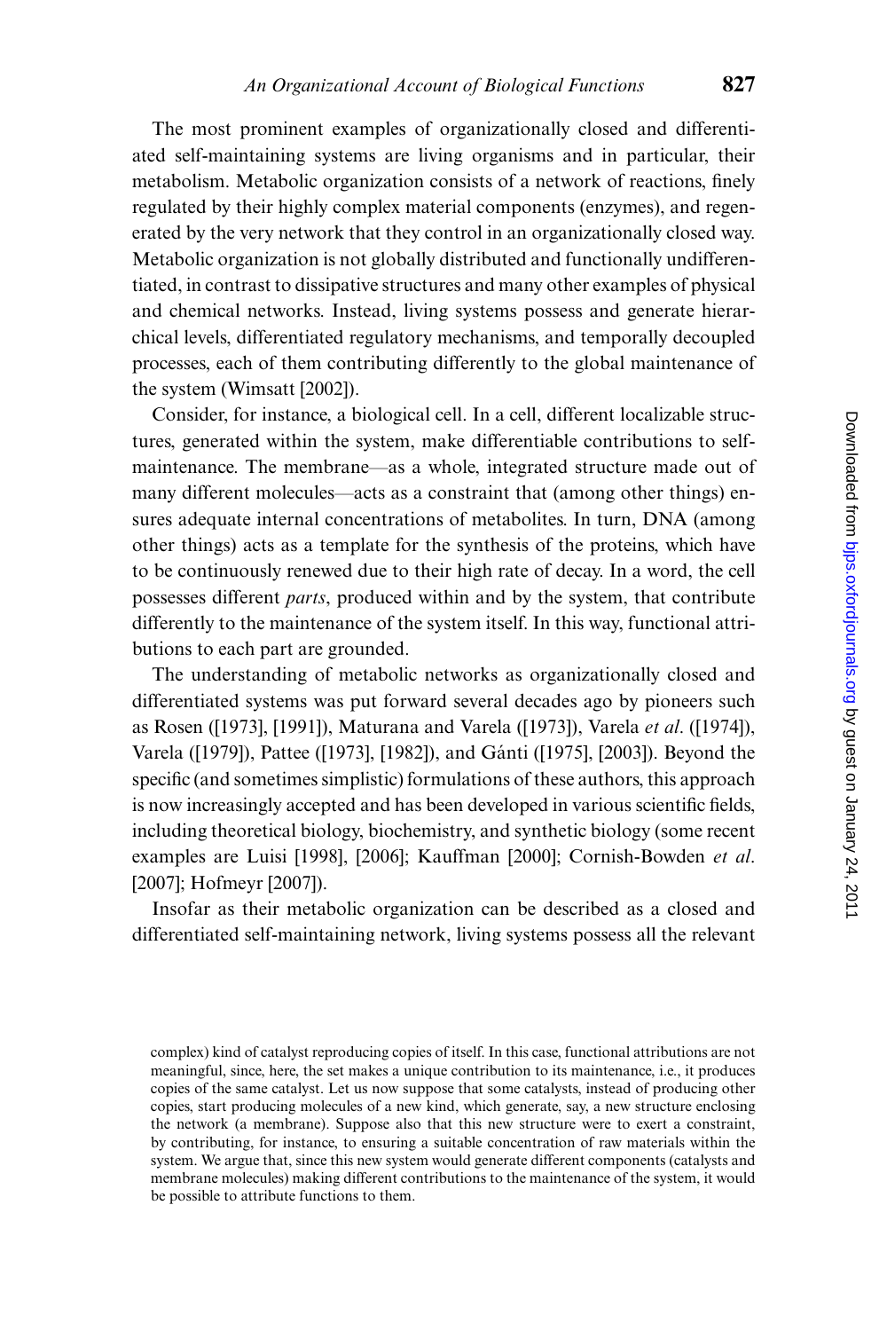The most prominent examples of organizationally closed and differentiated self-maintaining systems are living organisms and in particular, their metabolism. Metabolic organization consists of a network of reactions, finely regulated by their highly complex material components (enzymes), and regenerated by the very network that they control in an organizationally closed way. Metabolic organization is not globally distributed and functionally undifferentiated, in contrast to dissipative structures and many other examples of physical and chemical networks. Instead, living systems possess and generate hierarchical levels, differentiated regulatory mechanisms, and temporally decoupled processes, each of them contributing differently to the global maintenance of the system (Wimsatt [2002]).

Consider, for instance, a biological cell. In a cell, different localizable structures, generated within the system, make differentiable contributions to self-maintenance. The membrane—as a whole, integrated structure made out of many different molecules—acts as a constraint that (among other things) ensures adequate internal concentrations of metabolites. In turn, DNA (among other things) acts as a template for the synthesis of the proteins, which have to be continuously renewed due to their high rate of decay. In a word, the cell possesses different *parts*, produced within and by the system, that contribute differently to the maintenance of the system itself. In this way, functional attributions to each part are grounded.

The understanding of metabolic networks as organizationally closed and differentiated systems was put forward several decades ago by pioneers such as Rosen ([1973], [1991]), Maturana and Varela ([1973]), Varela *et al*. ([1974]), Varela ([1979]), Pattee ([1973], [1982]), and Gánti ([1975], [2003]). Beyond the specific (and sometimes simplistic) formulations of these authors, this approach is now increasingly accepted and has been developed in various scientific fields, including theoretical biology, biochemistry, and synthetic biology (some recent examples are Luisi [1998], [2006]; Kauffman [2000]; Cornish-Bowden *et al*. [2007]; Hofmeyr [2007]).

Insofar as their metabolic organization can be described as a closed and differentiated self-maintaining network, living systems possess all the relevant

complex) kind of catalyst reproducing copies of itself. In this case, functional attributions are not meaningful, since, here, the set makes a unique contribution to its maintenance, i.e., it produces copies of the same catalyst. Let us now suppose that some catalysts, instead of producing other copies, start producing molecules of a new kind, which generate, say, a new structure enclosing the network (a membrane). Suppose also that this new structure were to exert a constraint, by contributing, for instance, to ensuring a suitable concentration of raw materials within the system. We argue that, since this new system would generate different components (catalysts and membrane molecules) making different contributions to the maintenance of the system, it would be possible to attribute functions to them.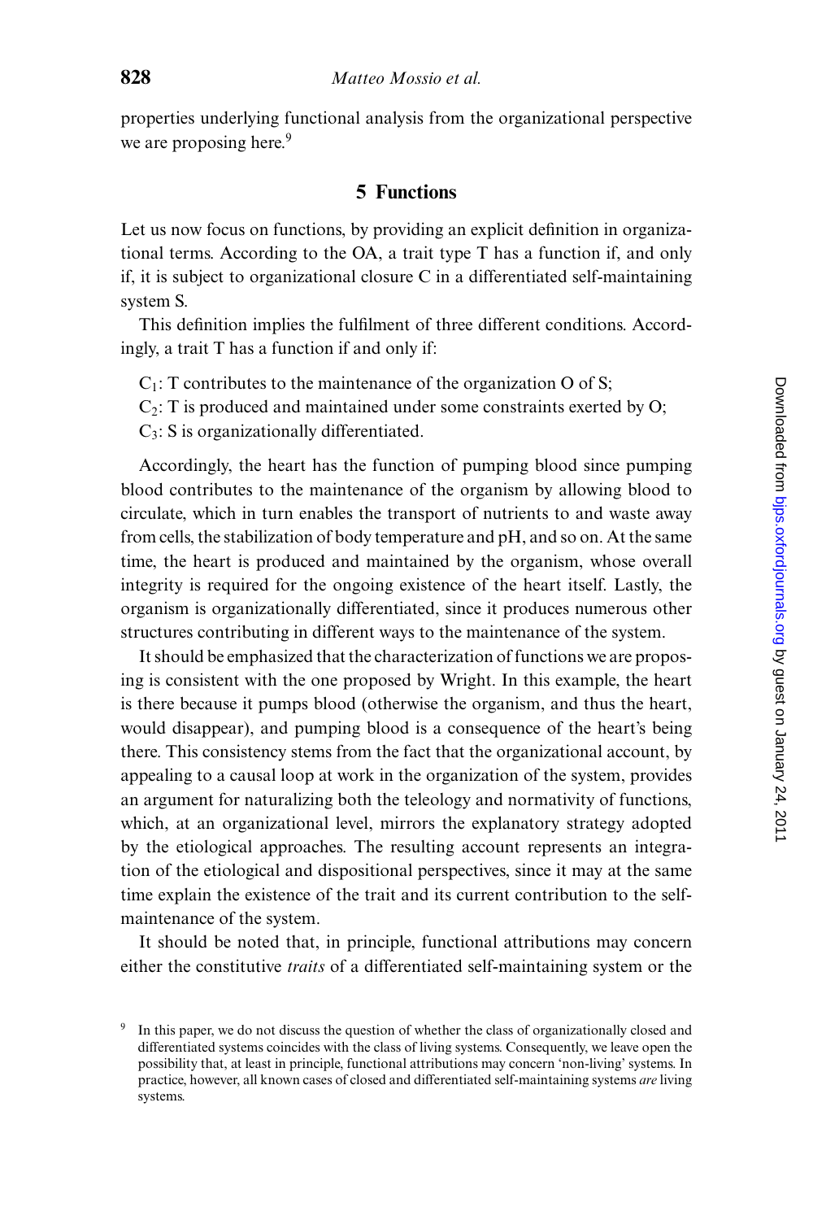properties underlying functional analysis from the organizational perspective we are proposing here.[9]

## 5 Functions

Let us now focus on functions, by providing an explicit definition in organizational terms. According to the OA, a trait type T has a function if, and only if, it is subject to organizational closure C in a differentiated self-maintaining system S.

This definition implies the fulfilment of three different conditions. Accordingly, a trait T has a function if and only if:

$C_1$: T contributes to the maintenance of the organization O of S;
$C_2$: T is produced and maintained under some constraints exerted by O;
$C_3$: S is organizationally differentiated.

Accordingly, the heart has the function of pumping blood since pumping blood contributes to the maintenance of the organism by allowing blood to circulate, which in turn enables the transport of nutrients to and waste away from cells, the stabilization of body temperature and pH, and so on. At the same time, the heart is produced and maintained by the organism, whose overall integrity is required for the ongoing existence of the heart itself. Lastly, the organism is organizationally differentiated, since it produces numerous other structures contributing in different ways to the maintenance of the system.

It should be emphasized that the characterization of functions we are proposing is consistent with the one proposed by Wright. In this example, the heart is there because it pumps blood (otherwise the organism, and thus the heart, would disappear), and pumping blood is a consequence of the heart's being there. This consistency stems from the fact that the organizational account, by appealing to a causal loop at work in the organization of the system, provides an argument for naturalizing both the teleology and normativity of functions, which, at an organizational level, mirrors the explanatory strategy adopted by the etiological approaches. The resulting account represents an integration of the etiological and dispositional perspectives, since it may at the same time explain the existence of the trait and its current contribution to the self-maintenance of the system.

It should be noted that, in principle, functional attributions may concern either the constitutive *traits* of a differentiated self-maintaining system or the

[9] In this paper, we do not discuss the question of whether the class of organizationally closed and differentiated systems coincides with the class of living systems. Consequently, we leave open the possibility that, at least in principle, functional attributions may concern 'non-living' systems. In practice, however, all known cases of closed and differentiated self-maintaining systems *are* living systems.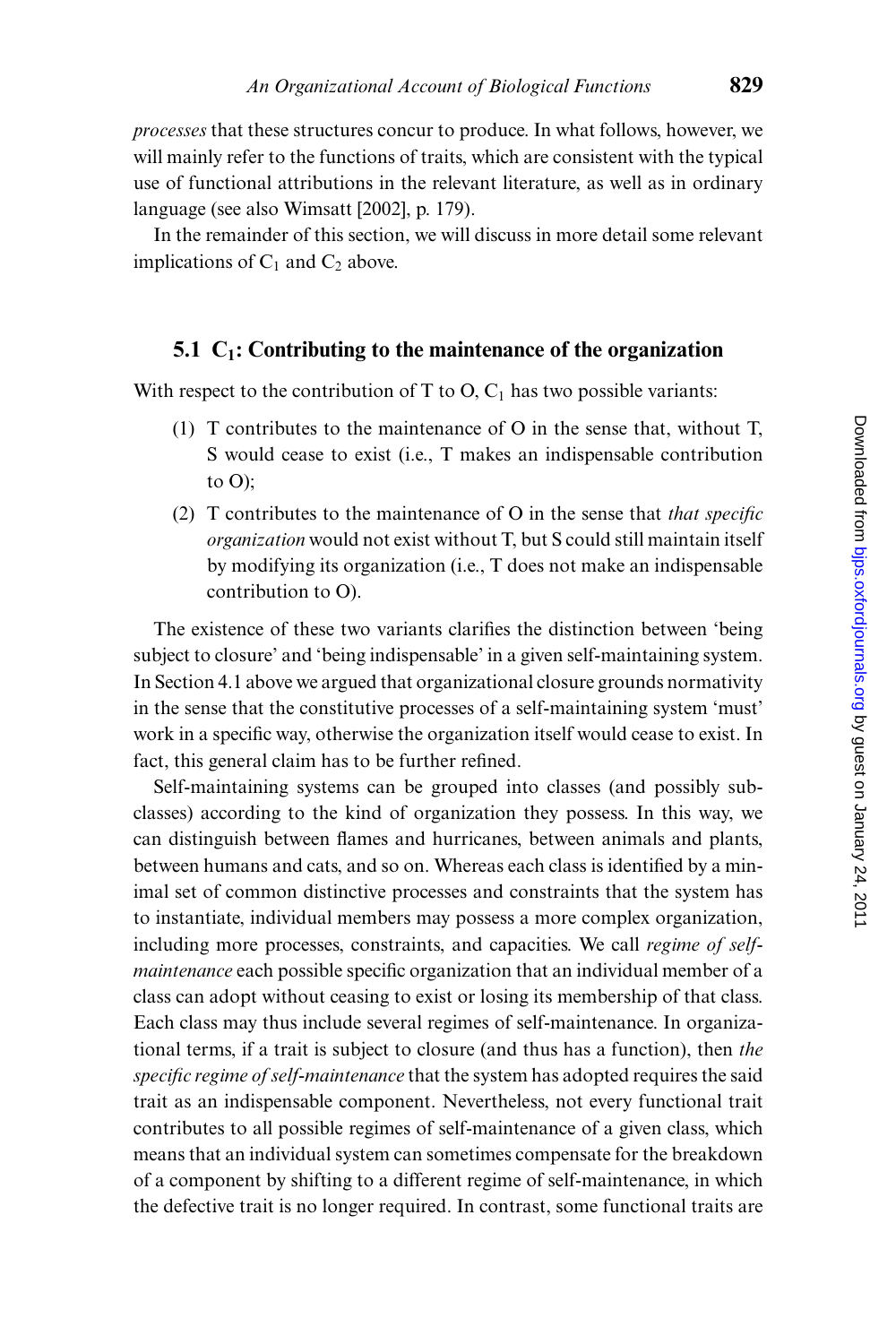*processes* that these structures concur to produce. In what follows, however, we will mainly refer to the functions of traits, which are consistent with the typical use of functional attributions in the relevant literature, as well as in ordinary language (see also Wimsatt [2002], p. 179).

In the remainder of this section, we will discuss in more detail some relevant implications of $C_1$ and $C_2$ above.

### 5.1 $C_1$: Contributing to the maintenance of the organization

With respect to the contribution of T to O, $C_1$ has two possible variants:

(1) T contributes to the maintenance of O in the sense that, without T, S would cease to exist (i.e., T makes an indispensable contribution to O);

(2) T contributes to the maintenance of O in the sense that *that specific organization* would not exist without T, but S could still maintain itself by modifying its organization (i.e., T does not make an indispensable contribution to O).

The existence of these two variants clarifies the distinction between 'being subject to closure' and 'being indispensable' in a given self-maintaining system. In Section 4.1 above we argued that organizational closure grounds normativity in the sense that the constitutive processes of a self-maintaining system 'must' work in a specific way, otherwise the organization itself would cease to exist. In fact, this general claim has to be further refined.

Self-maintaining systems can be grouped into classes (and possibly sub-classes) according to the kind of organization they possess. In this way, we can distinguish between flames and hurricanes, between animals and plants, between humans and cats, and so on. Whereas each class is identified by a minimal set of common distinctive processes and constraints that the system has to instantiate, individual members may possess a more complex organization, including more processes, constraints, and capacities. We call *regime of self-maintenance* each possible specific organization that an individual member of a class can adopt without ceasing to exist or losing its membership of that class. Each class may thus include several regimes of self-maintenance. In organizational terms, if a trait is subject to closure (and thus has a function), then *the specific regime of self-maintenance* that the system has adopted requires the said trait as an indispensable component. Nevertheless, not every functional trait contributes to all possible regimes of self-maintenance of a given class, which means that an individual system can sometimes compensate for the breakdown of a component by shifting to a different regime of self-maintenance, in which the defective trait is no longer required. In contrast, some functional traits are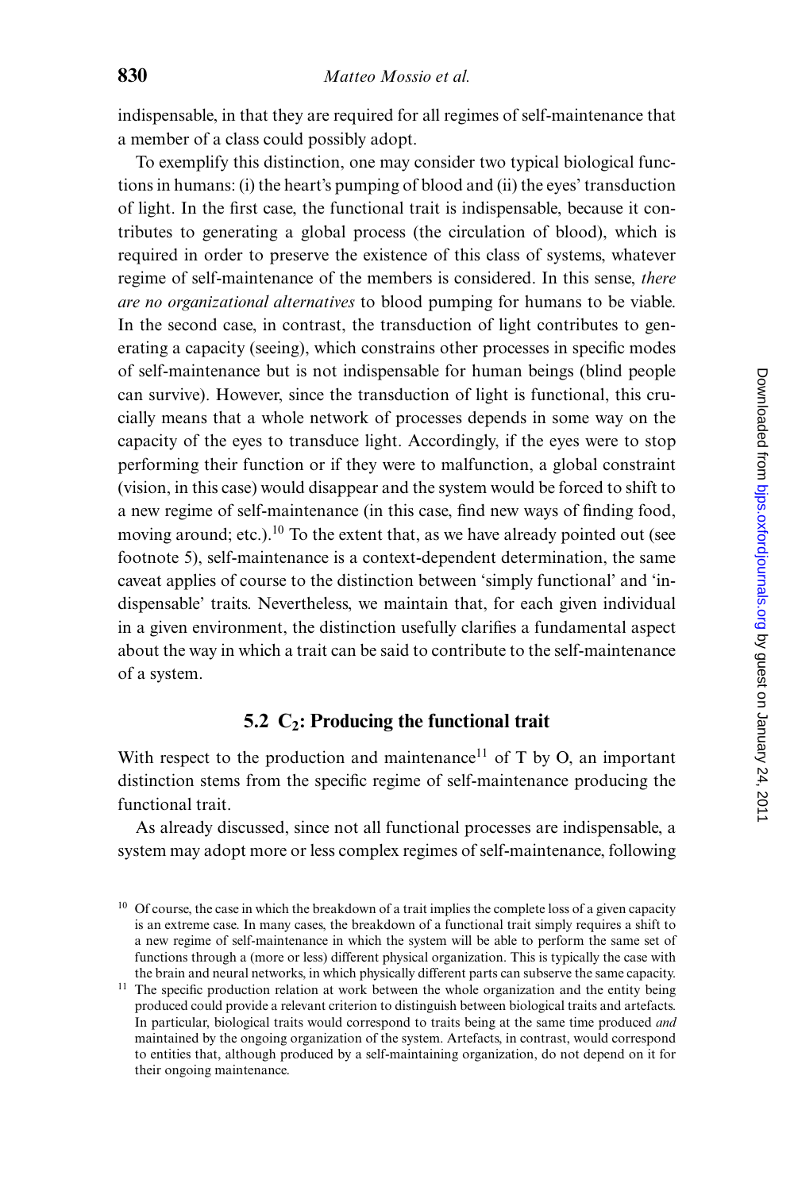indispensable, in that they are required for all regimes of self-maintenance that a member of a class could possibly adopt.

To exemplify this distinction, one may consider two typical biological functions in humans: (i) the heart's pumping of blood and (ii) the eyes' transduction of light. In the first case, the functional trait is indispensable, because it contributes to generating a global process (the circulation of blood), which is required in order to preserve the existence of this class of systems, whatever regime of self-maintenance of the members is considered. In this sense, *there are no organizational alternatives* to blood pumping for humans to be viable. In the second case, in contrast, the transduction of light contributes to generating a capacity (seeing), which constrains other processes in specific modes of self-maintenance but is not indispensable for human beings (blind people can survive). However, since the transduction of light is functional, this crucially means that a whole network of processes depends in some way on the capacity of the eyes to transduce light. Accordingly, if the eyes were to stop performing their function or if they were to malfunction, a global constraint (vision, in this case) would disappear and the system would be forced to shift to a new regime of self-maintenance (in this case, find new ways of finding food, moving around; etc.).[10] To the extent that, as we have already pointed out (see footnote 5), self-maintenance is a context-dependent determination, the same caveat applies of course to the distinction between 'simply functional' and 'indispensable' traits. Nevertheless, we maintain that, for each given individual in a given environment, the distinction usefully clarifies a fundamental aspect about the way in which a trait can be said to contribute to the self-maintenance of a system.

### 5.2 $C_2$: Producing the functional trait

With respect to the production and maintenance[11] of T by O, an important distinction stems from the specific regime of self-maintenance producing the functional trait.

As already discussed, since not all functional processes are indispensable, a system may adopt more or less complex regimes of self-maintenance, following

[10] Of course, the case in which the breakdown of a trait implies the complete loss of a given capacity is an extreme case. In many cases, the breakdown of a functional trait simply requires a shift to a new regime of self-maintenance in which the system will be able to perform the same set of functions through a (more or less) different physical organization. This is typically the case with the brain and neural networks, in which physically different parts can subserve the same capacity.

[11] The specific production relation at work between the whole organization and the entity being produced could provide a relevant criterion to distinguish between biological traits and artefacts. In particular, biological traits would correspond to traits being at the same time produced *and* maintained by the ongoing organization of the system. Artefacts, in contrast, would correspond to entities that, although produced by a self-maintaining organization, do not depend on it for their ongoing maintenance.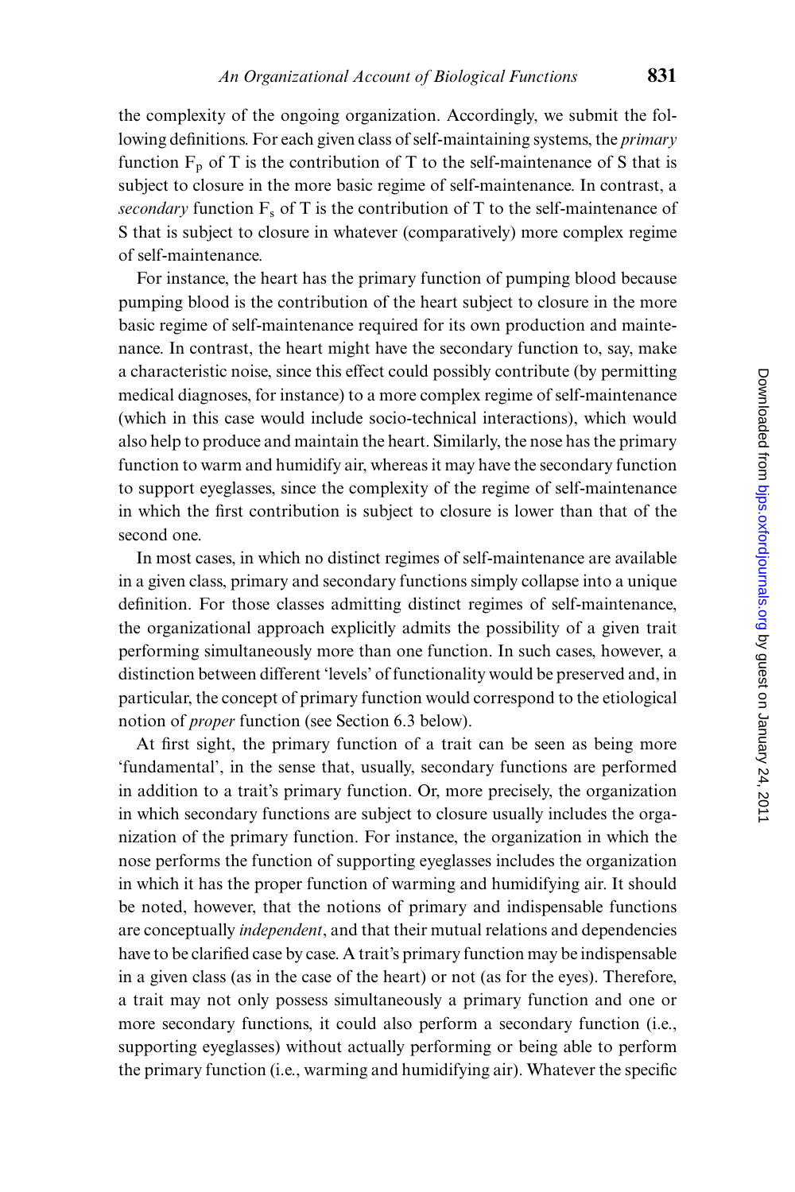the complexity of the ongoing organization. Accordingly, we submit the following definitions. For each given class of self-maintaining systems, the *primary* function $F_p$ of T is the contribution of T to the self-maintenance of S that is subject to closure in the more basic regime of self-maintenance. In contrast, a *secondary* function $F_s$ of T is the contribution of T to the self-maintenance of S that is subject to closure in whatever (comparatively) more complex regime of self-maintenance.

For instance, the heart has the primary function of pumping blood because pumping blood is the contribution of the heart subject to closure in the more basic regime of self-maintenance required for its own production and maintenance. In contrast, the heart might have the secondary function to, say, make a characteristic noise, since this effect could possibly contribute (by permitting medical diagnoses, for instance) to a more complex regime of self-maintenance (which in this case would include socio-technical interactions), which would also help to produce and maintain the heart. Similarly, the nose has the primary function to warm and humidify air, whereas it may have the secondary function to support eyeglasses, since the complexity of the regime of self-maintenance in which the first contribution is subject to closure is lower than that of the second one.

In most cases, in which no distinct regimes of self-maintenance are available in a given class, primary and secondary functions simply collapse into a unique definition. For those classes admitting distinct regimes of self-maintenance, the organizational approach explicitly admits the possibility of a given trait performing simultaneously more than one function. In such cases, however, a distinction between different 'levels' of functionality would be preserved and, in particular, the concept of primary function would correspond to the etiological notion of *proper* function (see Section 6.3 below).

At first sight, the primary function of a trait can be seen as being more 'fundamental', in the sense that, usually, secondary functions are performed in addition to a trait's primary function. Or, more precisely, the organization in which secondary functions are subject to closure usually includes the organization of the primary function. For instance, the organization in which the nose performs the function of supporting eyeglasses includes the organization in which it has the proper function of warming and humidifying air. It should be noted, however, that the notions of primary and indispensable functions are conceptually *independent*, and that their mutual relations and dependencies have to be clarified case by case. A trait's primary function may be indispensable in a given class (as in the case of the heart) or not (as for the eyes). Therefore, a trait may not only possess simultaneously a primary function and one or more secondary functions, it could also perform a secondary function (i.e., supporting eyeglasses) without actually performing or being able to perform the primary function (i.e., warming and humidifying air). Whatever the specific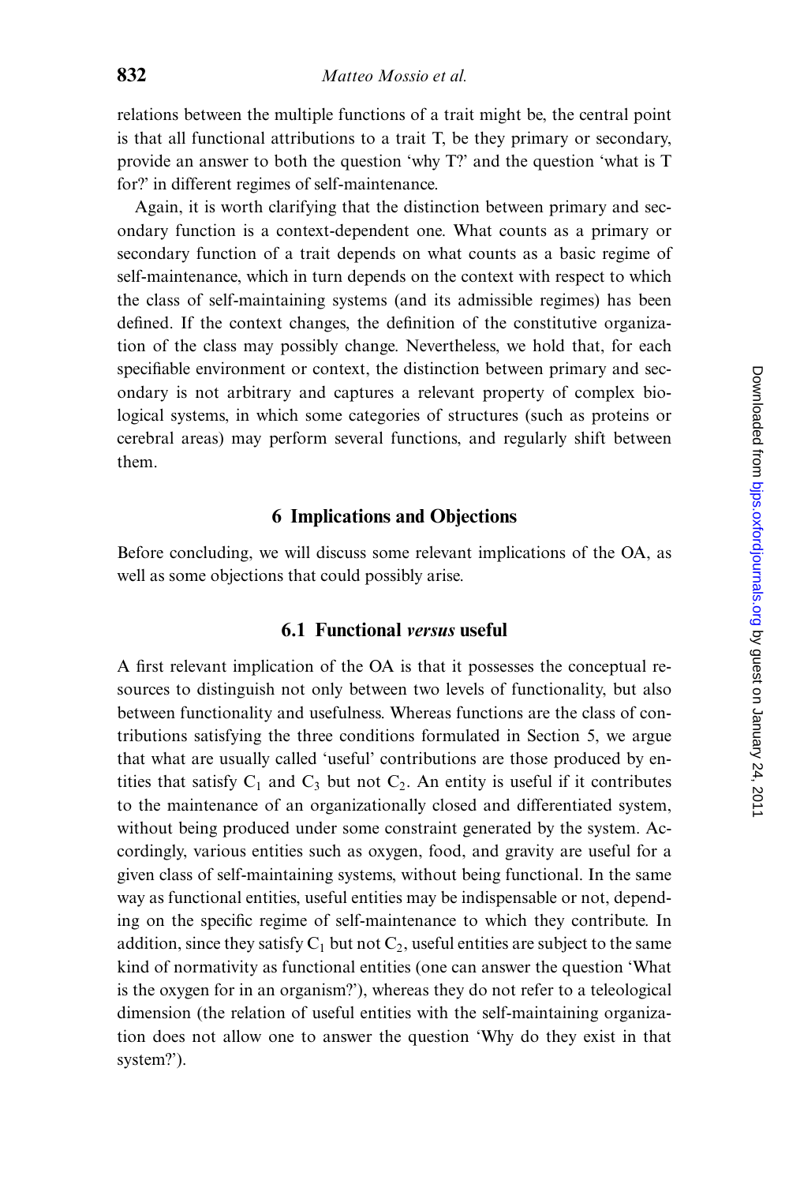relations between the multiple functions of a trait might be, the central point is that all functional attributions to a trait T, be they primary or secondary, provide an answer to both the question 'why T?' and the question 'what is T for?' in different regimes of self-maintenance.

Again, it is worth clarifying that the distinction between primary and secondary function is a context-dependent one. What counts as a primary or secondary function of a trait depends on what counts as a basic regime of self-maintenance, which in turn depends on the context with respect to which the class of self-maintaining systems (and its admissible regimes) has been defined. If the context changes, the definition of the constitutive organization of the class may possibly change. Nevertheless, we hold that, for each specifiable environment or context, the distinction between primary and secondary is not arbitrary and captures a relevant property of complex biological systems, in which some categories of structures (such as proteins or cerebral areas) may perform several functions, and regularly shift between them.

## 6 Implications and Objections

Before concluding, we will discuss some relevant implications of the OA, as well as some objections that could possibly arise.

### 6.1 Functional *versus* useful

A first relevant implication of the OA is that it possesses the conceptual resources to distinguish not only between two levels of functionality, but also between functionality and usefulness. Whereas functions are the class of contributions satisfying the three conditions formulated in Section 5, we argue that what are usually called 'useful' contributions are those produced by entities that satisfy $C_1$ and $C_3$ but not $C_2$. An entity is useful if it contributes to the maintenance of an organizationally closed and differentiated system, without being produced under some constraint generated by the system. Accordingly, various entities such as oxygen, food, and gravity are useful for a given class of self-maintaining systems, without being functional. In the same way as functional entities, useful entities may be indispensable or not, depending on the specific regime of self-maintenance to which they contribute. In addition, since they satisfy $C_1$ but not $C_2$, useful entities are subject to the same kind of normativity as functional entities (one can answer the question 'What is the oxygen for in an organism?'), whereas they do not refer to a teleological dimension (the relation of useful entities with the self-maintaining organization does not allow one to answer the question 'Why do they exist in that system?').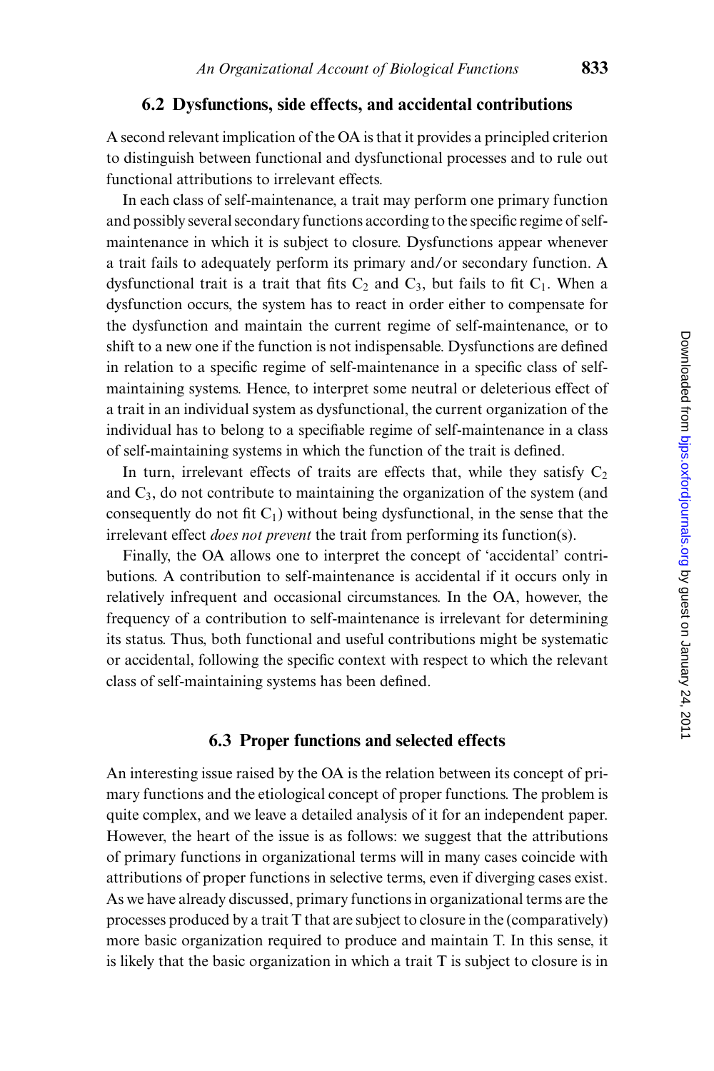### 6.2 Dysfunctions, side effects, and accidental contributions

A second relevant implication of the OA is that it provides a principled criterion to distinguish between functional and dysfunctional processes and to rule out functional attributions to irrelevant effects.

In each class of self-maintenance, a trait may perform one primary function and possibly several secondary functions according to the specific regime of self-maintenance in which it is subject to closure. Dysfunctions appear whenever a trait fails to adequately perform its primary and/or secondary function. A dysfunctional trait is a trait that fits $C_2$ and $C_3$, but fails to fit $C_1$. When a dysfunction occurs, the system has to react in order either to compensate for the dysfunction and maintain the current regime of self-maintenance, or to shift to a new one if the function is not indispensable. Dysfunctions are defined in relation to a specific regime of self-maintenance in a specific class of self-maintaining systems. Hence, to interpret some neutral or deleterious effect of a trait in an individual system as dysfunctional, the current organization of the individual has to belong to a specifiable regime of self-maintenance in a class of self-maintaining systems in which the function of the trait is defined.

In turn, irrelevant effects of traits are effects that, while they satisfy $C_2$ and $C_3$, do not contribute to maintaining the organization of the system (and consequently do not fit $C_1$) without being dysfunctional, in the sense that the irrelevant effect *does not prevent* the trait from performing its function(s).

Finally, the OA allows one to interpret the concept of 'accidental' contributions. A contribution to self-maintenance is accidental if it occurs only in relatively infrequent and occasional circumstances. In the OA, however, the frequency of a contribution to self-maintenance is irrelevant for determining its status. Thus, both functional and useful contributions might be systematic or accidental, following the specific context with respect to which the relevant class of self-maintaining systems has been defined.

### 6.3 Proper functions and selected effects

An interesting issue raised by the OA is the relation between its concept of primary functions and the etiological concept of proper functions. The problem is quite complex, and we leave a detailed analysis of it for an independent paper. However, the heart of the issue is as follows: we suggest that the attributions of primary functions in organizational terms will in many cases coincide with attributions of proper functions in selective terms, even if diverging cases exist. As we have already discussed, primary functions in organizational terms are the processes produced by a trait T that are subject to closure in the (comparatively) more basic organization required to produce and maintain T. In this sense, it is likely that the basic organization in which a trait T is subject to closure is in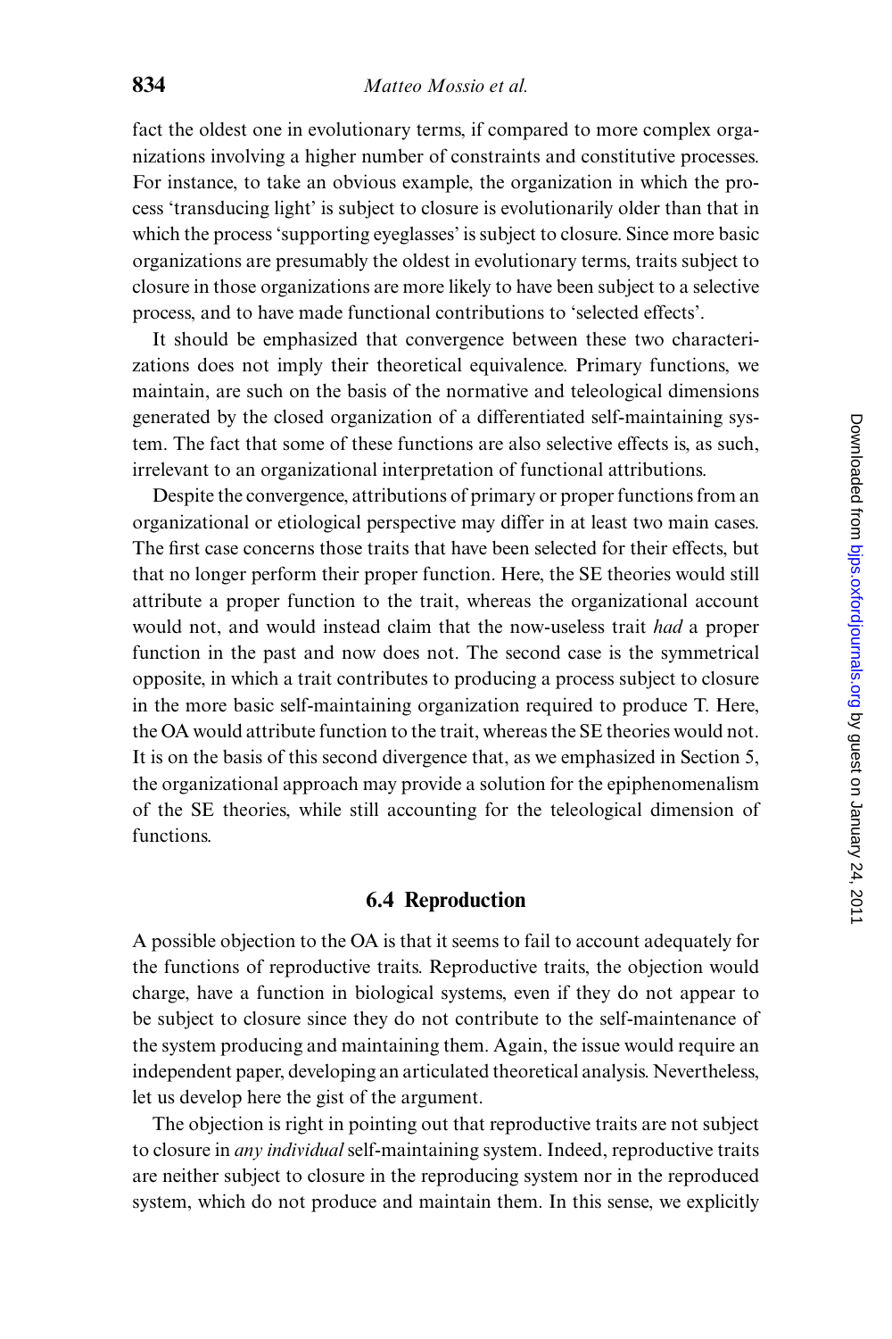fact the oldest one in evolutionary terms, if compared to more complex organizations involving a higher number of constraints and constitutive processes. For instance, to take an obvious example, the organization in which the process 'transducing light' is subject to closure is evolutionarily older than that in which the process 'supporting eyeglasses' is subject to closure. Since more basic organizations are presumably the oldest in evolutionary terms, traits subject to closure in those organizations are more likely to have been subject to a selective process, and to have made functional contributions to 'selected effects'.

It should be emphasized that convergence between these two characterizations does not imply their theoretical equivalence. Primary functions, we maintain, are such on the basis of the normative and teleological dimensions generated by the closed organization of a differentiated self-maintaining system. The fact that some of these functions are also selective effects is, as such, irrelevant to an organizational interpretation of functional attributions.

Despite the convergence, attributions of primary or proper functions from an organizational or etiological perspective may differ in at least two main cases. The first case concerns those traits that have been selected for their effects, but that no longer perform their proper function. Here, the SE theories would still attribute a proper function to the trait, whereas the organizational account would not, and would instead claim that the now-useless trait *had* a proper function in the past and now does not. The second case is the symmetrical opposite, in which a trait contributes to producing a process subject to closure in the more basic self-maintaining organization required to produce T. Here, the OA would attribute function to the trait, whereas the SE theories would not. It is on the basis of this second divergence that, as we emphasized in Section 5, the organizational approach may provide a solution for the epiphenomenalism of the SE theories, while still accounting for the teleological dimension of functions.

### 6.4 Reproduction

A possible objection to the OA is that it seems to fail to account adequately for the functions of reproductive traits. Reproductive traits, the objection would charge, have a function in biological systems, even if they do not appear to be subject to closure since they do not contribute to the self-maintenance of the system producing and maintaining them. Again, the issue would require an independent paper, developing an articulated theoretical analysis. Nevertheless, let us develop here the gist of the argument.

The objection is right in pointing out that reproductive traits are not subject to closure in *any individual* self-maintaining system. Indeed, reproductive traits are neither subject to closure in the reproducing system nor in the reproduced system, which do not produce and maintain them. In this sense, we explicitly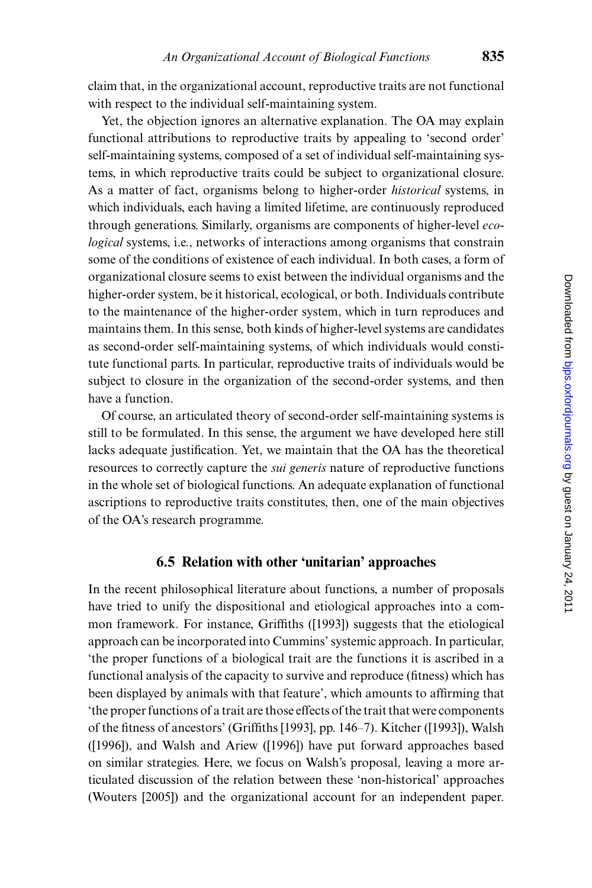claim that, in the organizational account, reproductive traits are not functional with respect to the individual self-maintaining system.

Yet, the objection ignores an alternative explanation. The OA may explain functional attributions to reproductive traits by appealing to 'second order' self-maintaining systems, composed of a set of individual self-maintaining systems, in which reproductive traits could be subject to organizational closure. As a matter of fact, organisms belong to higher-order *historical* systems, in which individuals, each having a limited lifetime, are continuously reproduced through generations. Similarly, organisms are components of higher-level *ecological* systems, i.e., networks of interactions among organisms that constrain some of the conditions of existence of each individual. In both cases, a form of organizational closure seems to exist between the individual organisms and the higher-order system, be it historical, ecological, or both. Individuals contribute to the maintenance of the higher-order system, which in turn reproduces and maintains them. In this sense, both kinds of higher-level systems are candidates as second-order self-maintaining systems, of which individuals would constitute functional parts. In particular, reproductive traits of individuals would be subject to closure in the organization of the second-order systems, and then have a function.

Of course, an articulated theory of second-order self-maintaining systems is still to be formulated. In this sense, the argument we have developed here still lacks adequate justification. Yet, we maintain that the OA has the theoretical resources to correctly capture the *sui generis* nature of reproductive functions in the whole set of biological functions. An adequate explanation of functional ascriptions to reproductive traits constitutes, then, one of the main objectives of the OA's research programme.

### 6.5 Relation with other 'unitarian' approaches

In the recent philosophical literature about functions, a number of proposals have tried to unify the dispositional and etiological approaches into a common framework. For instance, Griffiths ([1993]) suggests that the etiological approach can be incorporated into Cummins' systemic approach. In particular, 'the proper functions of a biological trait are the functions it is ascribed in a functional analysis of the capacity to survive and reproduce (fitness) which has been displayed by animals with that feature', which amounts to affirming that 'the proper functions of a trait are those effects of the trait that were components of the fitness of ancestors' (Griffiths [1993], pp. 146–7). Kitcher ([1993]), Walsh ([1996]), and Walsh and Ariew ([1996]) have put forward approaches based on similar strategies. Here, we focus on Walsh's proposal, leaving a more articulated discussion of the relation between these 'non-historical' approaches (Wouters [2005]) and the organizational account for an independent paper.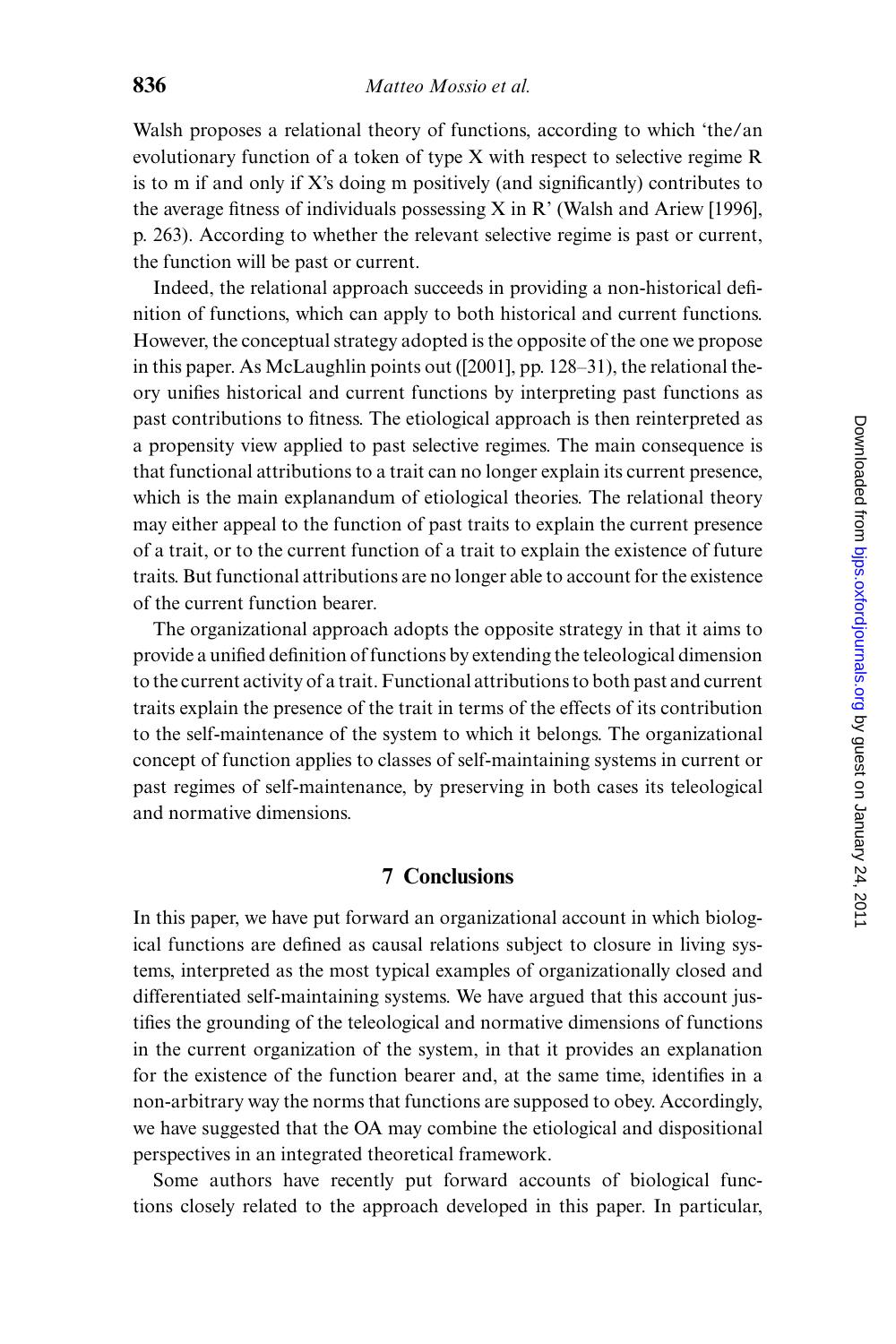Walsh proposes a relational theory of functions, according to which 'the/an evolutionary function of a token of type X with respect to selective regime R is to m if and only if X's doing m positively (and significantly) contributes to the average fitness of individuals possessing X in R' (Walsh and Ariew [1996], p. 263). According to whether the relevant selective regime is past or current, the function will be past or current.

Indeed, the relational approach succeeds in providing a non-historical definition of functions, which can apply to both historical and current functions. However, the conceptual strategy adopted is the opposite of the one we propose in this paper. As McLaughlin points out ([2001], pp. 128–31), the relational theory unifies historical and current functions by interpreting past functions as past contributions to fitness. The etiological approach is then reinterpreted as a propensity view applied to past selective regimes. The main consequence is that functional attributions to a trait can no longer explain its current presence, which is the main explanandum of etiological theories. The relational theory may either appeal to the function of past traits to explain the current presence of a trait, or to the current function of a trait to explain the existence of future traits. But functional attributions are no longer able to account for the existence of the current function bearer.

The organizational approach adopts the opposite strategy in that it aims to provide a unified definition of functions by extending the teleological dimension to the current activity of a trait. Functional attributions to both past and current traits explain the presence of the trait in terms of the effects of its contribution to the self-maintenance of the system to which it belongs. The organizational concept of function applies to classes of self-maintaining systems in current or past regimes of self-maintenance, by preserving in both cases its teleological and normative dimensions.

## 7 Conclusions

In this paper, we have put forward an organizational account in which biological functions are defined as causal relations subject to closure in living systems, interpreted as the most typical examples of organizationally closed and differentiated self-maintaining systems. We have argued that this account justifies the grounding of the teleological and normative dimensions of functions in the current organization of the system, in that it provides an explanation for the existence of the function bearer and, at the same time, identifies in a non-arbitrary way the norms that functions are supposed to obey. Accordingly, we have suggested that the OA may combine the etiological and dispositional perspectives in an integrated theoretical framework.

Some authors have recently put forward accounts of biological functions closely related to the approach developed in this paper. In particular,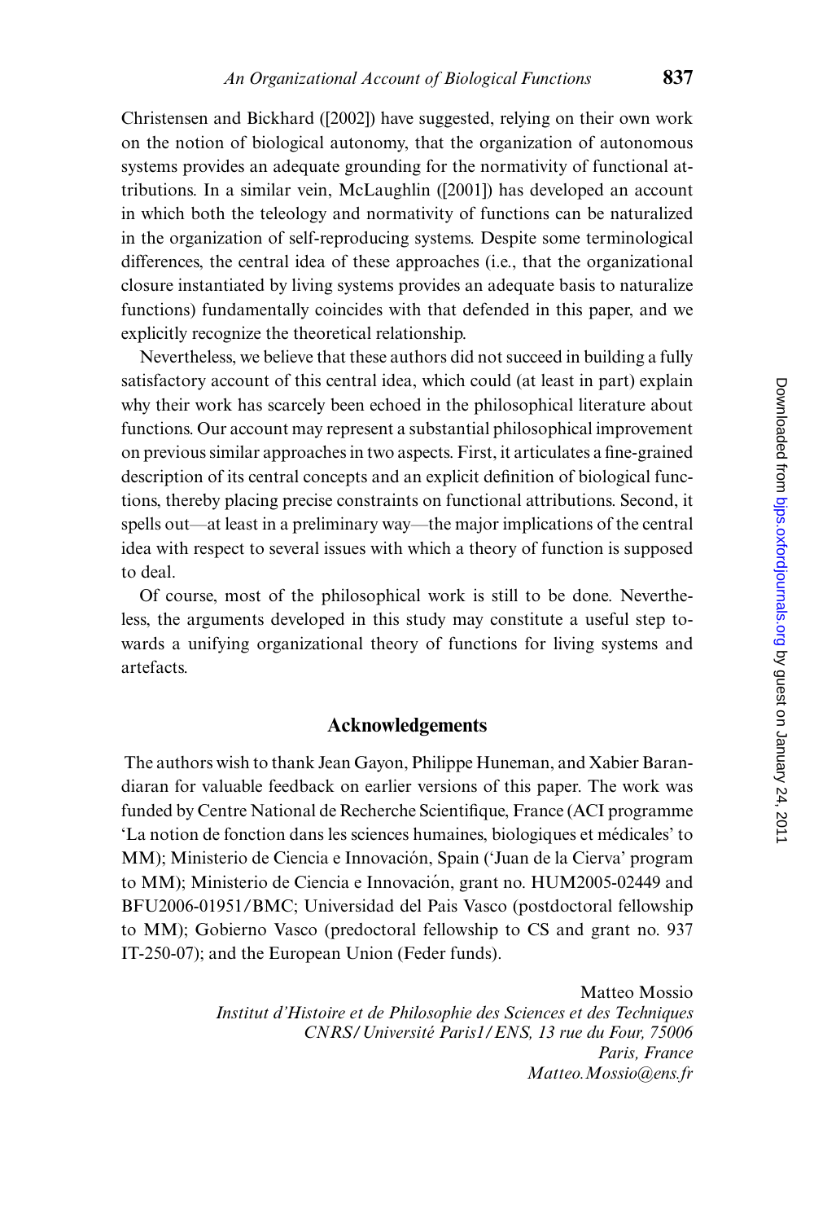Christensen and Bickhard ([2002]) have suggested, relying on their own work on the notion of biological autonomy, that the organization of autonomous systems provides an adequate grounding for the normativity of functional attributions. In a similar vein, McLaughlin ([2001]) has developed an account in which both the teleology and normativity of functions can be naturalized in the organization of self-reproducing systems. Despite some terminological differences, the central idea of these approaches (i.e., that the organizational closure instantiated by living systems provides an adequate basis to naturalize functions) fundamentally coincides with that defended in this paper, and we explicitly recognize the theoretical relationship.

Nevertheless, we believe that these authors did not succeed in building a fully satisfactory account of this central idea, which could (at least in part) explain why their work has scarcely been echoed in the philosophical literature about functions. Our account may represent a substantial philosophical improvement on previous similar approaches in two aspects. First, it articulates a fine-grained description of its central concepts and an explicit definition of biological functions, thereby placing precise constraints on functional attributions. Second, it spells out—at least in a preliminary way—the major implications of the central idea with respect to several issues with which a theory of function is supposed to deal.

Of course, most of the philosophical work is still to be done. Nevertheless, the arguments developed in this study may constitute a useful step towards a unifying organizational theory of functions for living systems and artefacts.

## Acknowledgements

The authors wish to thank Jean Gayon, Philippe Huneman, and Xabier Barandiaran for valuable feedback on earlier versions of this paper. The work was funded by Centre National de Recherche Scientifique, France (ACI programme 'La notion de fonction dans les sciences humaines, biologiques et médicales' to MM); Ministerio de Ciencia e Innovación, Spain ('Juan de la Cierva' program to MM); Ministerio de Ciencia e Innovación, grant no. HUM2005-02449 and BFU2006-01951/BMC; Universidad del Pais Vasco (postdoctoral fellowship to MM); Gobierno Vasco (predoctoral fellowship to CS and grant no. 937 IT-250-07); and the European Union (Feder funds).

Matteo Mossio
*Institut d'Histoire et de Philosophie des Sciences et des Techniques*
*CNRS/Université Paris1/ENS, 13 rue du Four, 75006*
*Paris, France*
*Matteo.Mossio@ens.fr*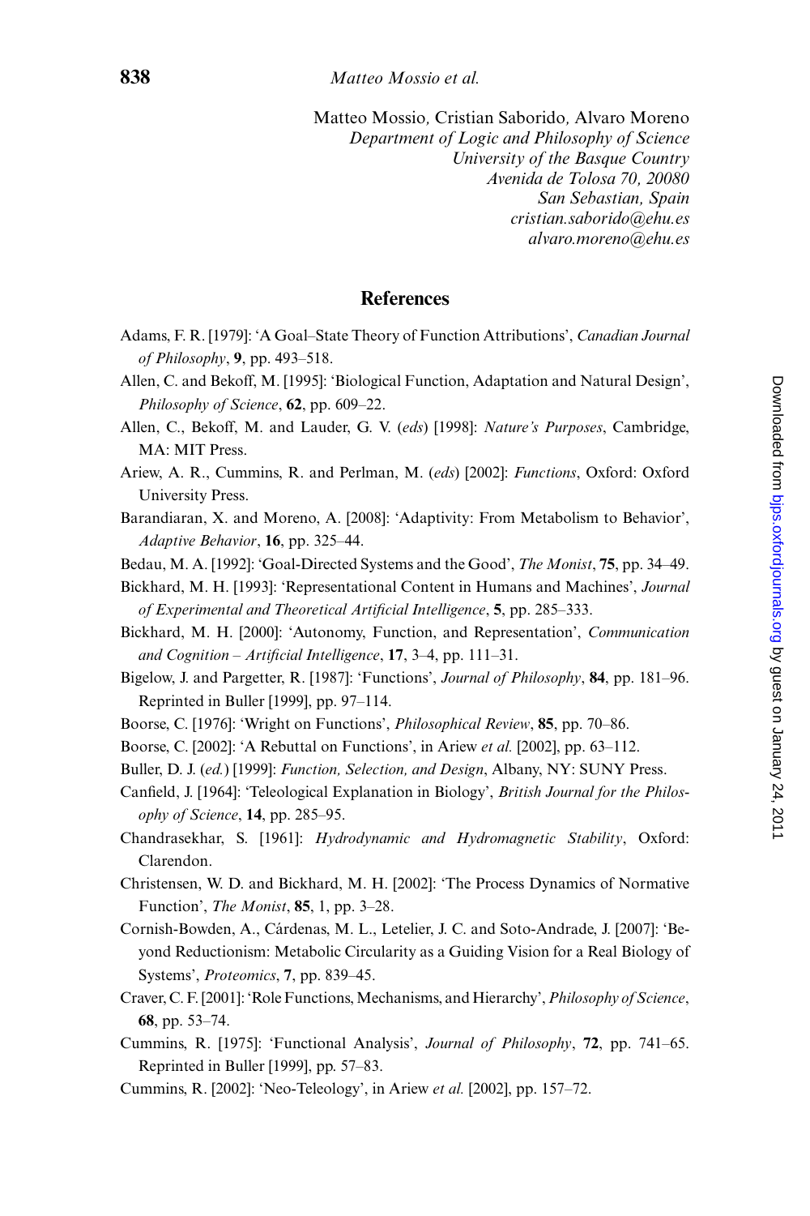Matteo Mossio, Cristian Saborido, Alvaro Moreno
*Department of Logic and Philosophy of Science*
*University of the Basque Country*
*Avenida de Tolosa 70, 20080*
*San Sebastian, Spain*
*cristian.saborido@ehu.es*
*alvaro.moreno@ehu.es*

## References

Adams, F. R. [1979]: 'A Goal–State Theory of Function Attributions', *Canadian Journal of Philosophy*, **9**, pp. 493–518.

Allen, C. and Bekoff, M. [1995]: 'Biological Function, Adaptation and Natural Design', *Philosophy of Science*, **62**, pp. 609–22.

Allen, C., Bekoff, M. and Lauder, G. V. (*eds*) [1998]: *Nature's Purposes*, Cambridge, MA: MIT Press.

Ariew, A. R., Cummins, R. and Perlman, M. (*eds*) [2002]: *Functions*, Oxford: Oxford University Press.

Barandiaran, X. and Moreno, A. [2008]: 'Adaptivity: From Metabolism to Behavior', *Adaptive Behavior*, **16**, pp. 325–44.

Bedau, M. A. [1992]: 'Goal-Directed Systems and the Good', *The Monist*, **75**, pp. 34–49.

Bickhard, M. H. [1993]: 'Representational Content in Humans and Machines', *Journal of Experimental and Theoretical Artificial Intelligence*, **5**, pp. 285–333.

Bickhard, M. H. [2000]: 'Autonomy, Function, and Representation', *Communication and Cognition – Artificial Intelligence*, **17**, 3–4, pp. 111–31.

Bigelow, J. and Pargetter, R. [1987]: 'Functions', *Journal of Philosophy*, **84**, pp. 181–96. Reprinted in Buller [1999], pp. 97–114.

Boorse, C. [1976]: 'Wright on Functions', *Philosophical Review*, **85**, pp. 70–86.

Boorse, C. [2002]: 'A Rebuttal on Functions', in Ariew *et al.* [2002], pp. 63–112.

Buller, D. J. (*ed.*) [1999]: *Function, Selection, and Design*, Albany, NY: SUNY Press.

Canfield, J. [1964]: 'Teleological Explanation in Biology', *British Journal for the Philosophy of Science*, **14**, pp. 285–95.

Chandrasekhar, S. [1961]: *Hydrodynamic and Hydromagnetic Stability*, Oxford: Clarendon.

Christensen, W. D. and Bickhard, M. H. [2002]: 'The Process Dynamics of Normative Function', *The Monist*, **85**, 1, pp. 3–28.

Cornish-Bowden, A., Cárdenas, M. L., Letelier, J. C. and Soto-Andrade, J. [2007]: 'Beyond Reductionism: Metabolic Circularity as a Guiding Vision for a Real Biology of Systems', *Proteomics*, **7**, pp. 839–45.

Craver, C. F. [2001]: 'Role Functions, Mechanisms, and Hierarchy', *Philosophy of Science*, **68**, pp. 53–74.

Cummins, R. [1975]: 'Functional Analysis', *Journal of Philosophy*, **72**, pp. 741–65. Reprinted in Buller [1999], pp. 57–83.

Cummins, R. [2002]: 'Neo-Teleology', in Ariew *et al.* [2002], pp. 157–72.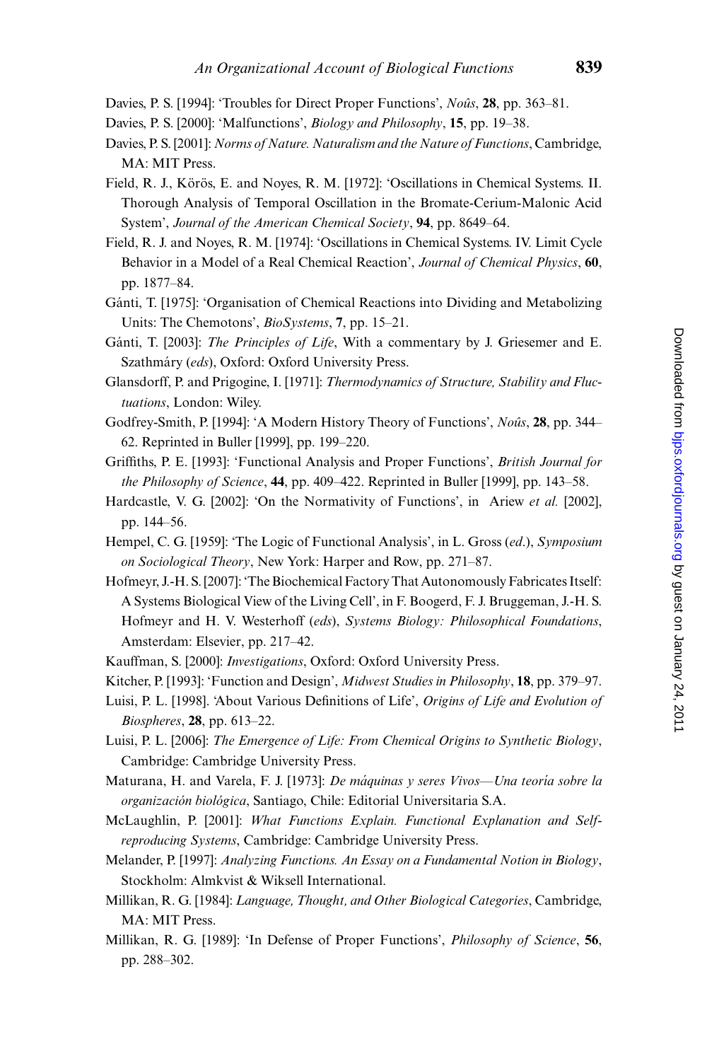Davies, P. S. [1994]: 'Troubles for Direct Proper Functions', *Noûs*, **28**, pp. 363–81.

Davies, P. S. [2000]: 'Malfunctions', *Biology and Philosophy*, **15**, pp. 19–38.

Davies, P. S. [2001]: *Norms of Nature. Naturalism and the Nature of Functions*, Cambridge, MA: MIT Press.

Field, R. J., Körös, E. and Noyes, R. M. [1972]: 'Oscillations in Chemical Systems. II. Thorough Analysis of Temporal Oscillation in the Bromate-Cerium-Malonic Acid System', *Journal of the American Chemical Society*, **94**, pp. 8649–64.

Field, R. J. and Noyes, R. M. [1974]: 'Oscillations in Chemical Systems. IV. Limit Cycle Behavior in a Model of a Real Chemical Reaction', *Journal of Chemical Physics*, **60**, pp. 1877–84.

Gánti, T. [1975]: 'Organisation of Chemical Reactions into Dividing and Metabolizing Units: The Chemotons', *BioSystems*, **7**, pp. 15–21.

Gánti, T. [2003]: *The Principles of Life*, With a commentary by J. Griesemer and E. Szathmáry (*eds*), Oxford: Oxford University Press.

Glansdorff, P. and Prigogine, I. [1971]: *Thermodynamics of Structure, Stability and Fluctuations*, London: Wiley.

Godfrey-Smith, P. [1994]: 'A Modern History Theory of Functions', *Noûs*, **28**, pp. 344–62. Reprinted in Buller [1999], pp. 199–220.

Griffiths, P. E. [1993]: 'Functional Analysis and Proper Functions', *British Journal for the Philosophy of Science*, **44**, pp. 409–422. Reprinted in Buller [1999], pp. 143–58.

Hardcastle, V. G. [2002]: 'On the Normativity of Functions', in Ariew *et al.* [2002], pp. 144–56.

Hempel, C. G. [1959]: 'The Logic of Functional Analysis', in L. Gross (*ed.*), *Symposium on Sociological Theory*, New York: Harper and Row, pp. 271–87.

Hofmeyr, J.-H. S. [2007]: 'The Biochemical Factory That Autonomously Fabricates Itself: A Systems Biological View of the Living Cell', in F. Boogerd, F. J. Bruggeman, J.-H. S. Hofmeyr and H. V. Westerhoff (*eds*), *Systems Biology: Philosophical Foundations*, Amsterdam: Elsevier, pp. 217–42.

Kauffman, S. [2000]: *Investigations*, Oxford: Oxford University Press.

Kitcher, P. [1993]: 'Function and Design', *Midwest Studies in Philosophy*, **18**, pp. 379–97.

Luisi, P. L. [1998]. 'About Various Definitions of Life', *Origins of Life and Evolution of Biospheres*, **28**, pp. 613–22.

Luisi, P. L. [2006]: *The Emergence of Life: From Chemical Origins to Synthetic Biology*, Cambridge: Cambridge University Press.

Maturana, H. and Varela, F. J. [1973]: *De máquinas y seres Vivos—Una teoría sobre la organización biológica*, Santiago, Chile: Editorial Universitaria S.A.

McLaughlin, P. [2001]: *What Functions Explain. Functional Explanation and Self-reproducing Systems*, Cambridge: Cambridge University Press.

Melander, P. [1997]: *Analyzing Functions. An Essay on a Fundamental Notion in Biology*, Stockholm: Almkvist & Wiksell International.

Millikan, R. G. [1984]: *Language, Thought, and Other Biological Categories*, Cambridge, MA: MIT Press.

Millikan, R. G. [1989]: 'In Defense of Proper Functions', *Philosophy of Science*, **56**, pp. 288–302.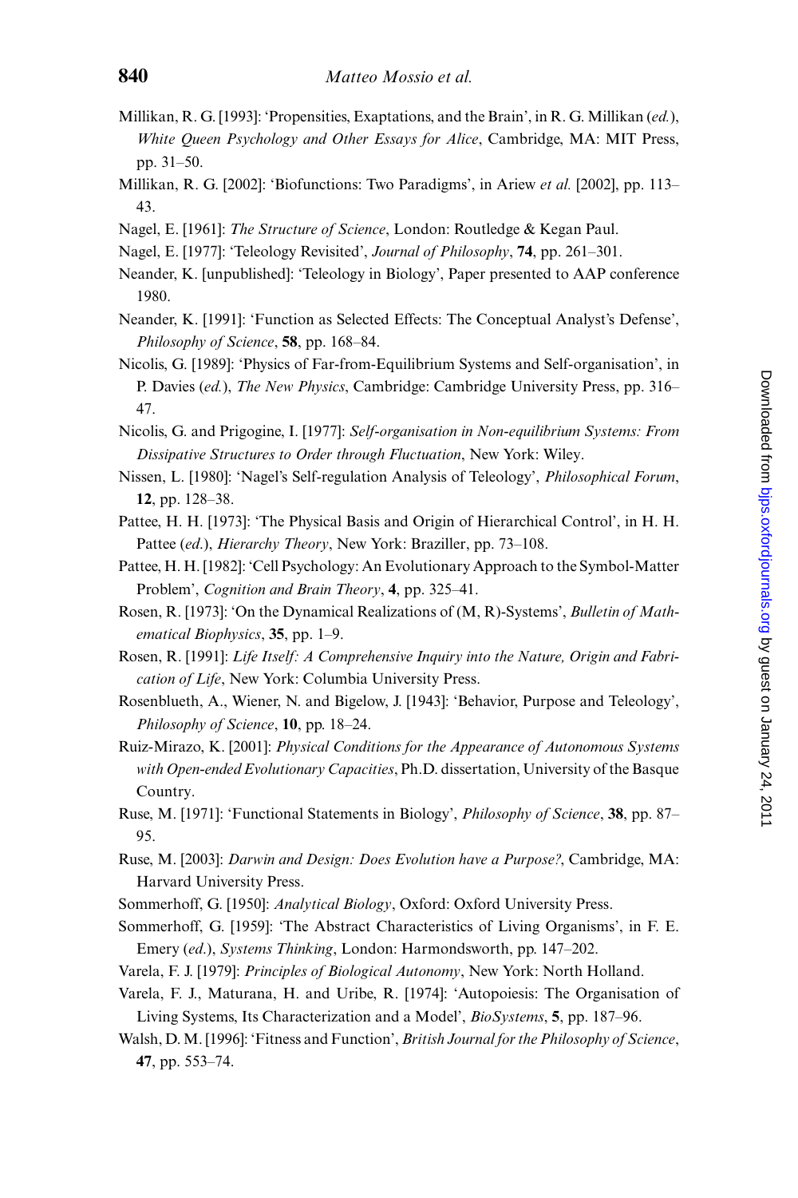Millikan, R. G. [1993]: 'Propensities, Exaptations, and the Brain', in R. G. Millikan (*ed.*), *White Queen Psychology and Other Essays for Alice*, Cambridge, MA: MIT Press, pp. 31–50.

Millikan, R. G. [2002]: 'Biofunctions: Two Paradigms', in Ariew *et al.* [2002], pp. 113–43.

Nagel, E. [1961]: *The Structure of Science*, London: Routledge & Kegan Paul.

Nagel, E. [1977]: 'Teleology Revisited', *Journal of Philosophy*, **74**, pp. 261–301.

Neander, K. [unpublished]: 'Teleology in Biology', Paper presented to AAP conference 1980.

Neander, K. [1991]: 'Function as Selected Effects: The Conceptual Analyst's Defense', *Philosophy of Science*, **58**, pp. 168–84.

Nicolis, G. [1989]: 'Physics of Far-from-Equilibrium Systems and Self-organisation', in P. Davies (*ed.*), *The New Physics*, Cambridge: Cambridge University Press, pp. 316–47.

Nicolis, G. and Prigogine, I. [1977]: *Self-organisation in Non-equilibrium Systems: From Dissipative Structures to Order through Fluctuation*, New York: Wiley.

Nissen, L. [1980]: 'Nagel's Self-regulation Analysis of Teleology', *Philosophical Forum*, **12**, pp. 128–38.

Pattee, H. H. [1973]: 'The Physical Basis and Origin of Hierarchical Control', in H. H. Pattee (*ed.*), *Hierarchy Theory*, New York: Braziller, pp. 73–108.

Pattee, H. H. [1982]: 'Cell Psychology: An Evolutionary Approach to the Symbol-Matter Problem', *Cognition and Brain Theory*, **4**, pp. 325–41.

Rosen, R. [1973]: 'On the Dynamical Realizations of (M, R)-Systems', *Bulletin of Mathematical Biophysics*, **35**, pp. 1–9.

Rosen, R. [1991]: *Life Itself: A Comprehensive Inquiry into the Nature, Origin and Fabrication of Life*, New York: Columbia University Press.

Rosenblueth, A., Wiener, N. and Bigelow, J. [1943]: 'Behavior, Purpose and Teleology', *Philosophy of Science*, **10**, pp. 18–24.

Ruiz-Mirazo, K. [2001]: *Physical Conditions for the Appearance of Autonomous Systems with Open-ended Evolutionary Capacities*, Ph.D. dissertation, University of the Basque Country.

Ruse, M. [1971]: 'Functional Statements in Biology', *Philosophy of Science*, **38**, pp. 87–95.

Ruse, M. [2003]: *Darwin and Design: Does Evolution have a Purpose?*, Cambridge, MA: Harvard University Press.

Sommerhoff, G. [1950]: *Analytical Biology*, Oxford: Oxford University Press.

Sommerhoff, G. [1959]: 'The Abstract Characteristics of Living Organisms', in F. E. Emery (*ed.*), *Systems Thinking*, London: Harmondsworth, pp. 147–202.

Varela, F. J. [1979]: *Principles of Biological Autonomy*, New York: North Holland.

Varela, F. J., Maturana, H. and Uribe, R. [1974]: 'Autopoiesis: The Organisation of Living Systems, Its Characterization and a Model', *BioSystems*, **5**, pp. 187–96.

Walsh, D. M. [1996]: 'Fitness and Function', *British Journal for the Philosophy of Science*, **47**, pp. 553–74.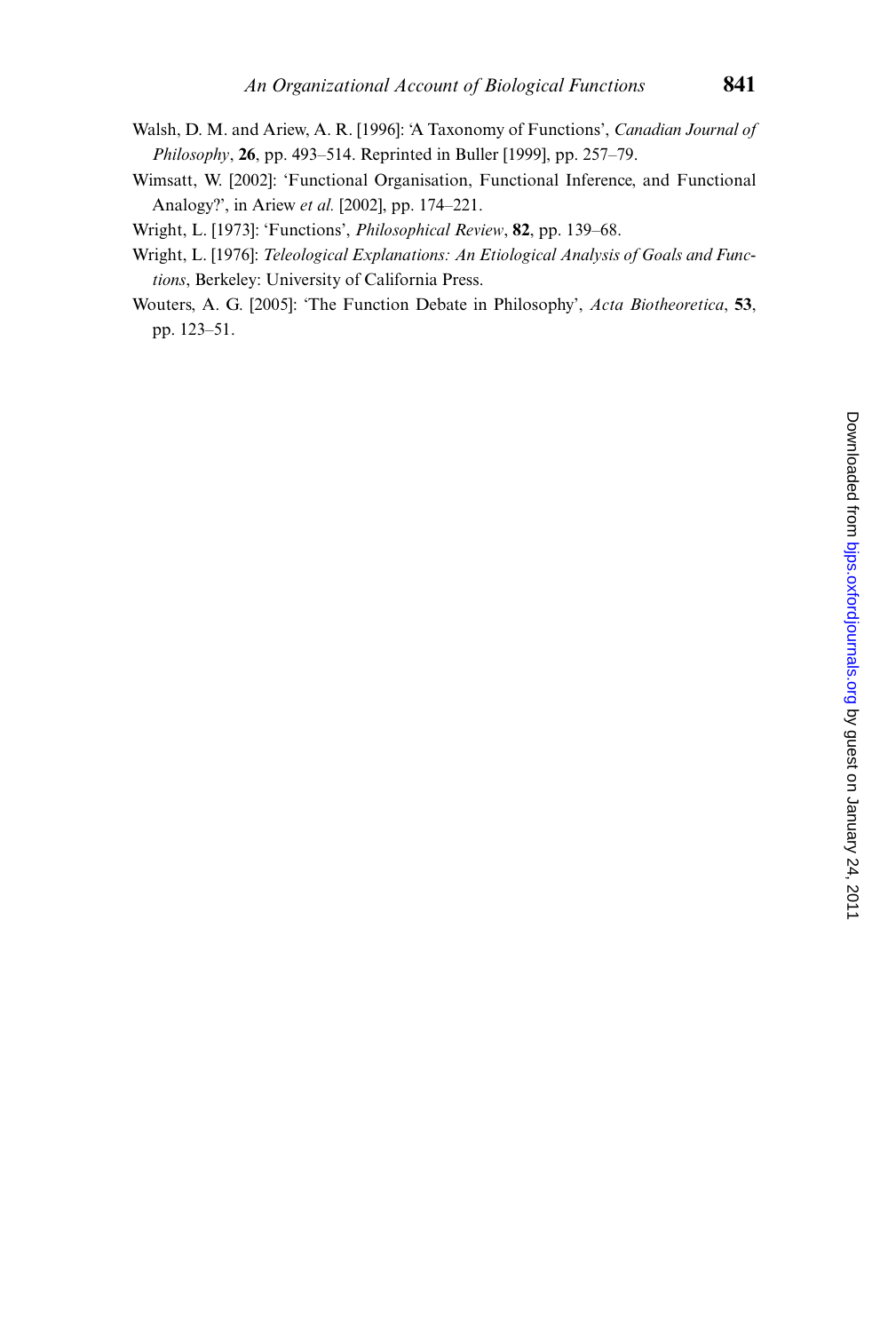Walsh, D. M. and Ariew, A. R. [1996]: 'A Taxonomy of Functions', *Canadian Journal of Philosophy*, **26**, pp. 493–514. Reprinted in Buller [1999], pp. 257–79.

Wimsatt, W. [2002]: 'Functional Organisation, Functional Inference, and Functional Analogy?', in Ariew *et al.* [2002], pp. 174–221.

Wright, L. [1973]: 'Functions', *Philosophical Review*, **82**, pp. 139–68.

Wright, L. [1976]: *Teleological Explanations: An Etiological Analysis of Goals and Functions*, Berkeley: University of California Press.

Wouters, A. G. [2005]: 'The Function Debate in Philosophy', *Acta Biotheoretica*, **53**, pp. 123–51.